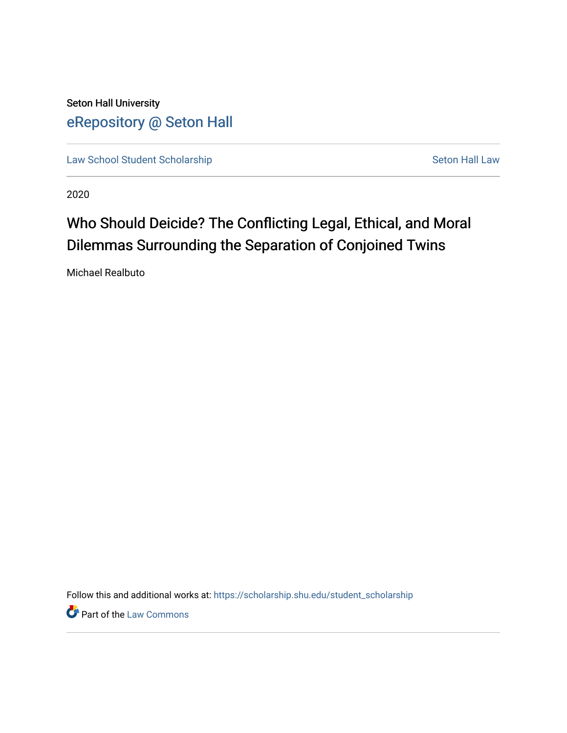Seton Hall University

eRepository @ Seton Hall

Law School Student Scholarship | Seton Hall Law

2020

# Who Should Deicide? The Conflicting Legal, Ethical, and Moral Dilemmas Surrounding the Separation of Conjoined Twins

Michael Realbuto

Follow this and additional works at: https://scholarship.shu.edu/student_scholarship

Part of the Law Commons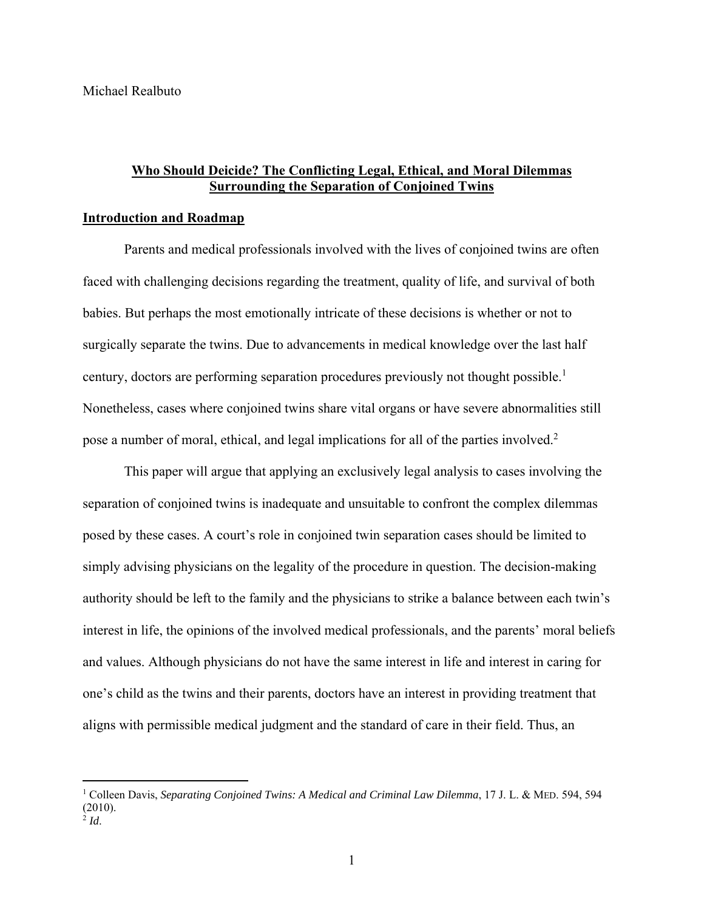Michael Realbuto

## Who Should Deicide? The Conflicting Legal, Ethical, and Moral Dilemmas Surrounding the Separation of Conjoined Twins

### Introduction and Roadmap

Parents and medical professionals involved with the lives of conjoined twins are often faced with challenging decisions regarding the treatment, quality of life, and survival of both babies. But perhaps the most emotionally intricate of these decisions is whether or not to surgically separate the twins. Due to advancements in medical knowledge over the last half century, doctors are performing separation procedures previously not thought possible.[1] Nonetheless, cases where conjoined twins share vital organs or have severe abnormalities still pose a number of moral, ethical, and legal implications for all of the parties involved.[2]

This paper will argue that applying an exclusively legal analysis to cases involving the separation of conjoined twins is inadequate and unsuitable to confront the complex dilemmas posed by these cases. A court's role in conjoined twin separation cases should be limited to simply advising physicians on the legality of the procedure in question. The decision-making authority should be left to the family and the physicians to strike a balance between each twin's interest in life, the opinions of the involved medical professionals, and the parents' moral beliefs and values. Although physicians do not have the same interest in life and interest in caring for one's child as the twins and their parents, doctors have an interest in providing treatment that aligns with permissible medical judgment and the standard of care in their field. Thus, an

---

[1] Colleen Davis, *Separating Conjoined Twins: A Medical and Criminal Law Dilemma*, 17 J. L. & MED. 594, 594 (2010).

[2] *Id*.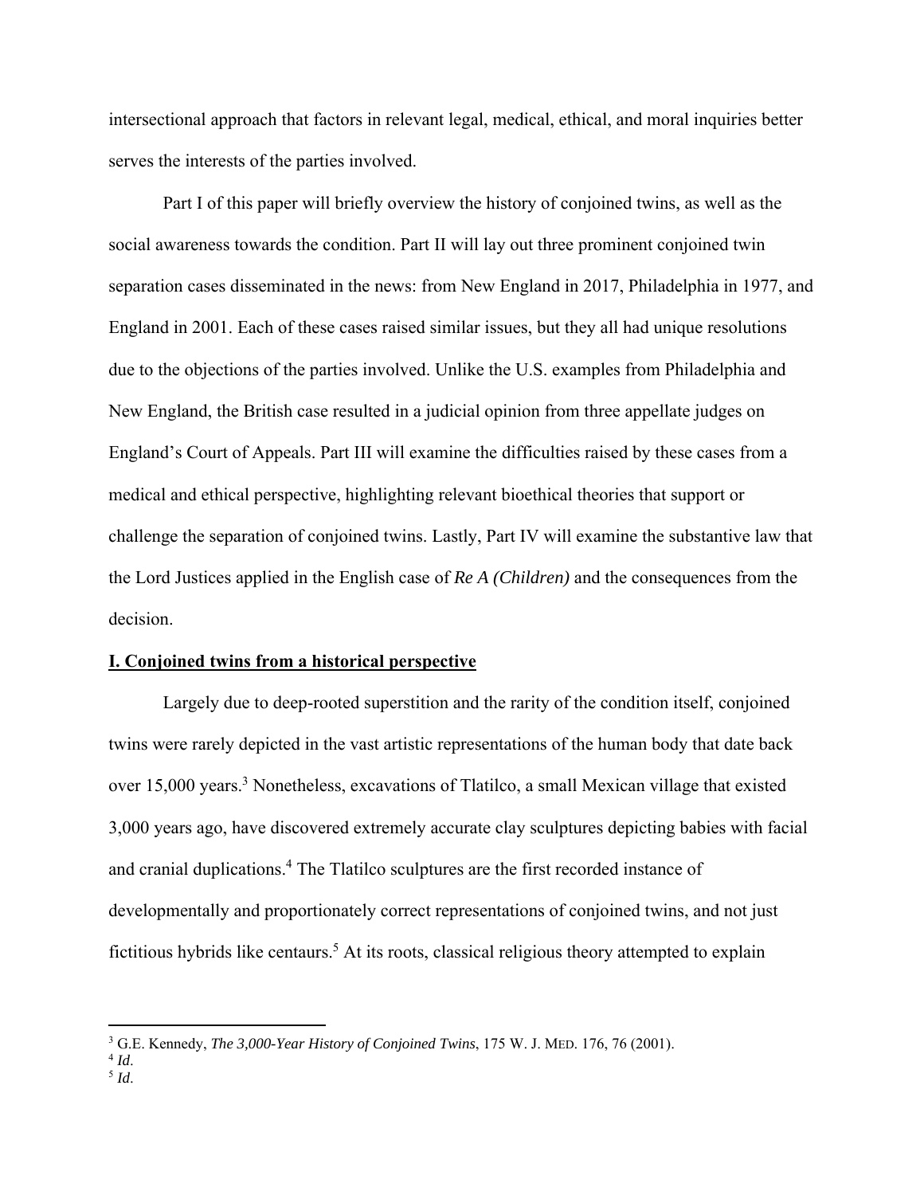intersectional approach that factors in relevant legal, medical, ethical, and moral inquiries better serves the interests of the parties involved.

Part I of this paper will briefly overview the history of conjoined twins, as well as the social awareness towards the condition. Part II will lay out three prominent conjoined twin separation cases disseminated in the news: from New England in 2017, Philadelphia in 1977, and England in 2001. Each of these cases raised similar issues, but they all had unique resolutions due to the objections of the parties involved. Unlike the U.S. examples from Philadelphia and New England, the British case resulted in a judicial opinion from three appellate judges on England's Court of Appeals. Part III will examine the difficulties raised by these cases from a medical and ethical perspective, highlighting relevant bioethical theories that support or challenge the separation of conjoined twins. Lastly, Part IV will examine the substantive law that the Lord Justices applied in the English case of *Re A (Children)* and the consequences from the decision.

## I. Conjoined twins from a historical perspective

Largely due to deep-rooted superstition and the rarity of the condition itself, conjoined twins were rarely depicted in the vast artistic representations of the human body that date back over 15,000 years.[3] Nonetheless, excavations of Tlatilco, a small Mexican village that existed 3,000 years ago, have discovered extremely accurate clay sculptures depicting babies with facial and cranial duplications.[4] The Tlatilco sculptures are the first recorded instance of developmentally and proportionately correct representations of conjoined twins, and not just fictitious hybrids like centaurs.[5] At its roots, classical religious theory attempted to explain

---

[3] G.E. Kennedy, *The 3,000-Year History of Conjoined Twins*, 175 W. J. MED. 176, 76 (2001).

[4] *Id*.

[5] *Id*.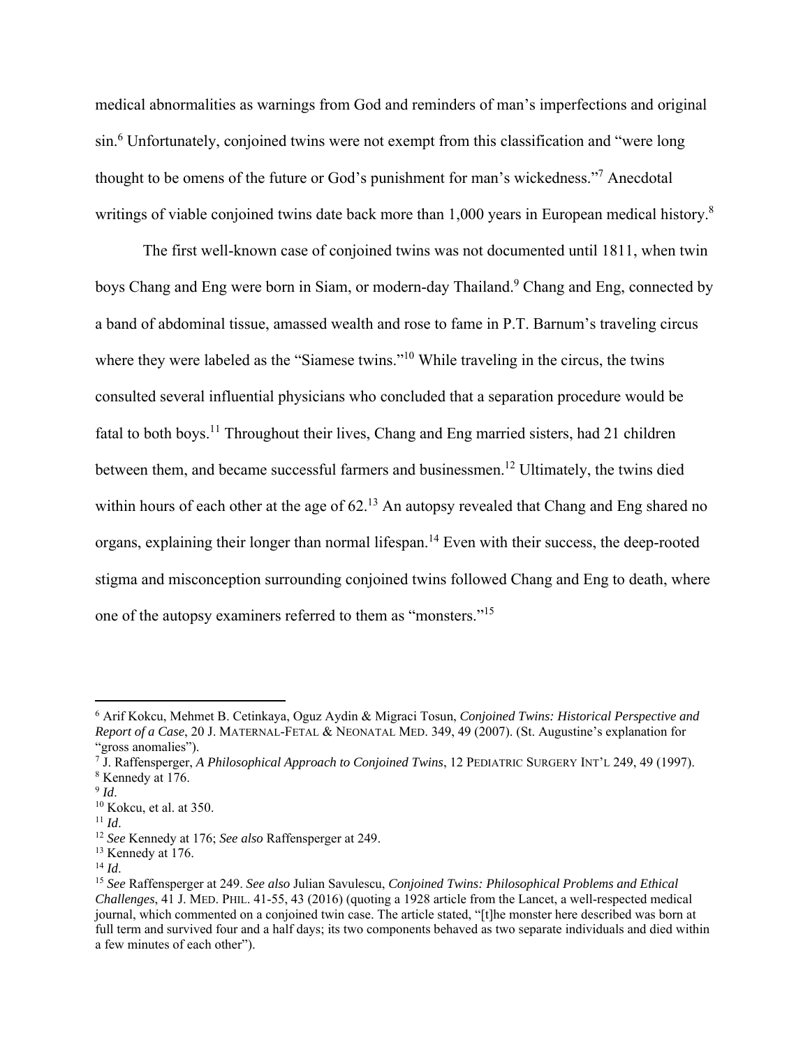medical abnormalities as warnings from God and reminders of man's imperfections and original sin.[6] Unfortunately, conjoined twins were not exempt from this classification and "were long thought to be omens of the future or God's punishment for man's wickedness."[7] Anecdotal writings of viable conjoined twins date back more than 1,000 years in European medical history.[8]

The first well-known case of conjoined twins was not documented until 1811, when twin boys Chang and Eng were born in Siam, or modern-day Thailand.[9] Chang and Eng, connected by a band of abdominal tissue, amassed wealth and rose to fame in P.T. Barnum's traveling circus where they were labeled as the "Siamese twins."[10] While traveling in the circus, the twins consulted several influential physicians who concluded that a separation procedure would be fatal to both boys.[11] Throughout their lives, Chang and Eng married sisters, had 21 children between them, and became successful farmers and businessmen.[12] Ultimately, the twins died within hours of each other at the age of 62.[13] An autopsy revealed that Chang and Eng shared no organs, explaining their longer than normal lifespan.[14] Even with their success, the deep-rooted stigma and misconception surrounding conjoined twins followed Chang and Eng to death, where one of the autopsy examiners referred to them as "monsters."[15]

---

[6] Arif Kokcu, Mehmet B. Cetinkaya, Oguz Aydin & Migraci Tosun, *Conjoined Twins: Historical Perspective and Report of a Case*, 20 J. MATERNAL-FETAL & NEONATAL MED. 349, 49 (2007). (St. Augustine's explanation for "gross anomalies").

[7] J. Raffensperger, *A Philosophical Approach to Conjoined Twins*, 12 PEDIATRIC SURGERY INT'L 249, 49 (1997).

[8] Kennedy at 176.

[9] *Id*.

[10] Kokcu, et al. at 350.

[11] *Id*.

[12] *See* Kennedy at 176; *See also* Raffensperger at 249.

[13] Kennedy at 176.

[14] *Id*.

[15] *See* Raffensperger at 249. *See also* Julian Savulescu, *Conjoined Twins: Philosophical Problems and Ethical Challenges*, 41 J. MED. PHIL. 41-55, 43 (2016) (quoting a 1928 article from the Lancet, a well-respected medical journal, which commented on a conjoined twin case. The article stated, "[t]he monster here described was born at full term and survived four and a half days; its two components behaved as two separate individuals and died within a few minutes of each other").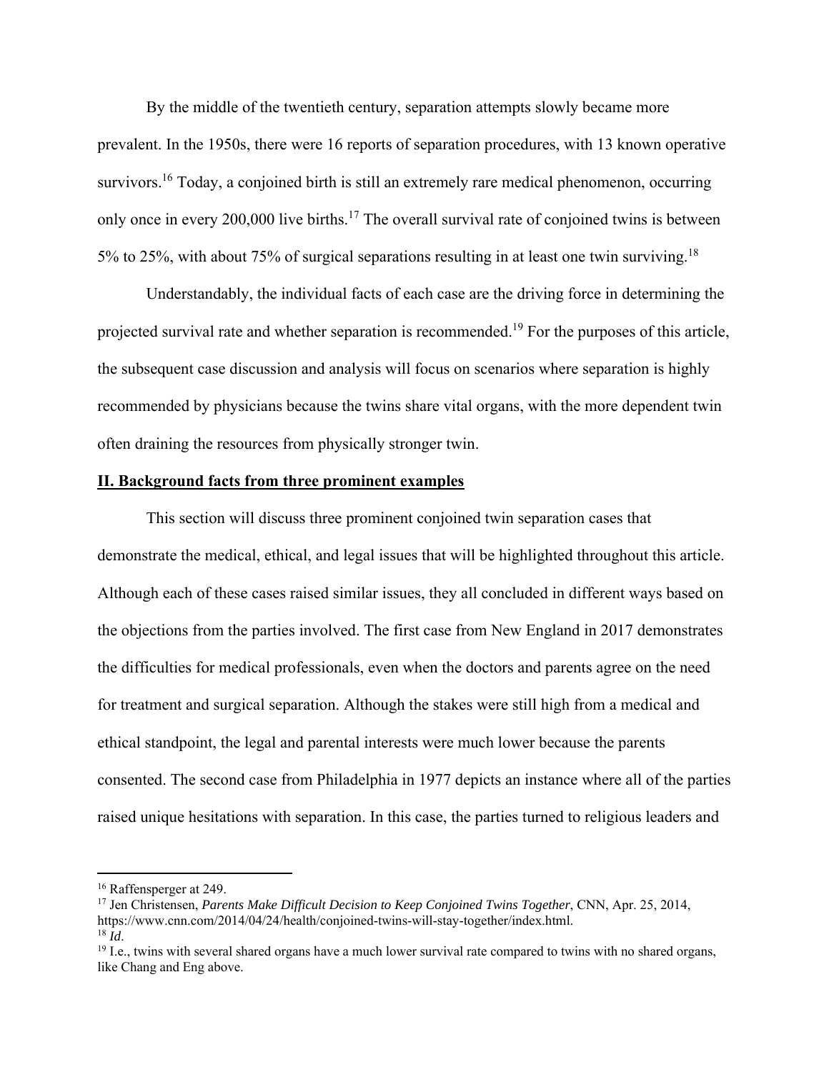By the middle of the twentieth century, separation attempts slowly became more prevalent. In the 1950s, there were 16 reports of separation procedures, with 13 known operative survivors.[16] Today, a conjoined birth is still an extremely rare medical phenomenon, occurring only once in every 200,000 live births.[17] The overall survival rate of conjoined twins is between 5% to 25%, with about 75% of surgical separations resulting in at least one twin surviving.[18]

Understandably, the individual facts of each case are the driving force in determining the projected survival rate and whether separation is recommended.[19] For the purposes of this article, the subsequent case discussion and analysis will focus on scenarios where separation is highly recommended by physicians because the twins share vital organs, with the more dependent twin often draining the resources from physically stronger twin.

## **II. Background facts from three prominent examples**

This section will discuss three prominent conjoined twin separation cases that demonstrate the medical, ethical, and legal issues that will be highlighted throughout this article. Although each of these cases raised similar issues, they all concluded in different ways based on the objections from the parties involved. The first case from New England in 2017 demonstrates the difficulties for medical professionals, even when the doctors and parents agree on the need for treatment and surgical separation. Although the stakes were still high from a medical and ethical standpoint, the legal and parental interests were much lower because the parents consented. The second case from Philadelphia in 1977 depicts an instance where all of the parties raised unique hesitations with separation. In this case, the parties turned to religious leaders and

---

[16] Raffensperger at 249.

[17] Jen Christensen, *Parents Make Difficult Decision to Keep Conjoined Twins Together*, CNN, Apr. 25, 2014, https://www.cnn.com/2014/04/24/health/conjoined-twins-will-stay-together/index.html.

[18] *Id*.

[19] I.e., twins with several shared organs have a much lower survival rate compared to twins with no shared organs, like Chang and Eng above.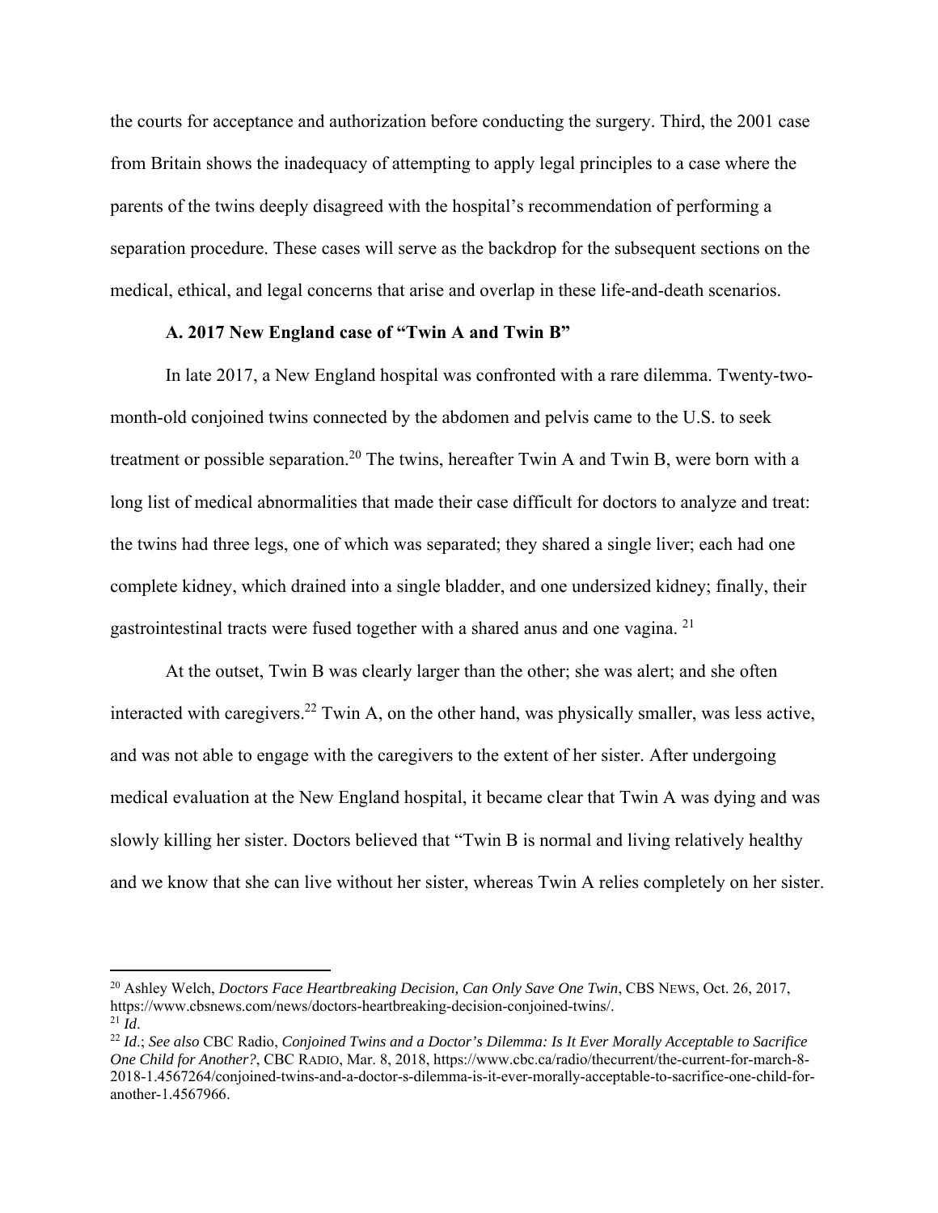the courts for acceptance and authorization before conducting the surgery. Third, the 2001 case from Britain shows the inadequacy of attempting to apply legal principles to a case where the parents of the twins deeply disagreed with the hospital's recommendation of performing a separation procedure. These cases will serve as the backdrop for the subsequent sections on the medical, ethical, and legal concerns that arise and overlap in these life-and-death scenarios.

### A. 2017 New England case of "Twin A and Twin B"

In late 2017, a New England hospital was confronted with a rare dilemma. Twenty-two-month-old conjoined twins connected by the abdomen and pelvis came to the U.S. to seek treatment or possible separation.[20] The twins, hereafter Twin A and Twin B, were born with a long list of medical abnormalities that made their case difficult for doctors to analyze and treat: the twins had three legs, one of which was separated; they shared a single liver; each had one complete kidney, which drained into a single bladder, and one undersized kidney; finally, their gastrointestinal tracts were fused together with a shared anus and one vagina.[21]

At the outset, Twin B was clearly larger than the other; she was alert; and she often interacted with caregivers.[22] Twin A, on the other hand, was physically smaller, was less active, and was not able to engage with the caregivers to the extent of her sister. After undergoing medical evaluation at the New England hospital, it became clear that Twin A was dying and was slowly killing her sister. Doctors believed that "Twin B is normal and living relatively healthy and we know that she can live without her sister, whereas Twin A relies completely on her sister.

---

[20] Ashley Welch, *Doctors Face Heartbreaking Decision, Can Only Save One Twin*, CBS NEWS, Oct. 26, 2017, https://www.cbsnews.com/news/doctors-heartbreaking-decision-conjoined-twins/.

[21] *Id*.

[22] *Id*.; *See also* CBC Radio, *Conjoined Twins and a Doctor's Dilemma: Is It Ever Morally Acceptable to Sacrifice One Child for Another?*, CBC RADIO, Mar. 8, 2018, https://www.cbc.ca/radio/thecurrent/the-current-for-march-8-2018-1.4567264/conjoined-twins-and-a-doctor-s-dilemma-is-it-ever-morally-acceptable-to-sacrifice-one-child-for-another-1.4567966.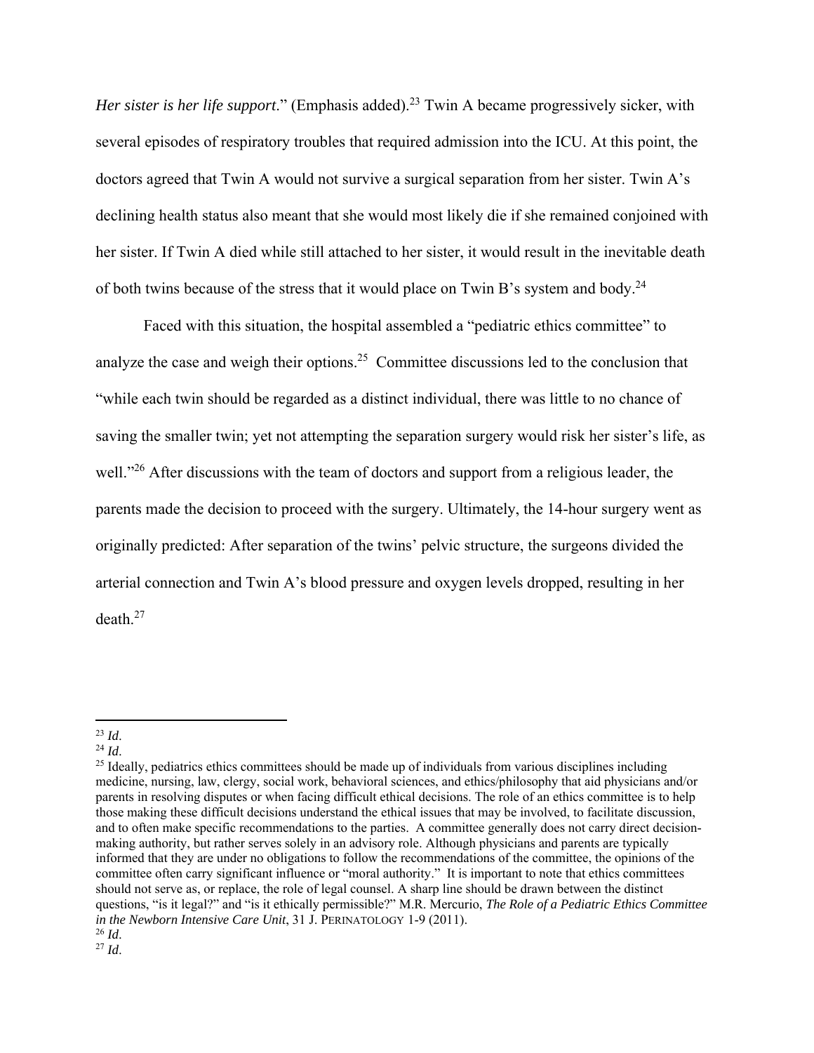*Her sister is her life support*." (Emphasis added).[23] Twin A became progressively sicker, with several episodes of respiratory troubles that required admission into the ICU. At this point, the doctors agreed that Twin A would not survive a surgical separation from her sister. Twin A's declining health status also meant that she would most likely die if she remained conjoined with her sister. If Twin A died while still attached to her sister, it would result in the inevitable death of both twins because of the stress that it would place on Twin B's system and body.[24]

Faced with this situation, the hospital assembled a "pediatric ethics committee" to analyze the case and weigh their options.[25] Committee discussions led to the conclusion that "while each twin should be regarded as a distinct individual, there was little to no chance of saving the smaller twin; yet not attempting the separation surgery would risk her sister's life, as well."[26] After discussions with the team of doctors and support from a religious leader, the parents made the decision to proceed with the surgery. Ultimately, the 14-hour surgery went as originally predicted: After separation of the twins' pelvic structure, the surgeons divided the arterial connection and Twin A's blood pressure and oxygen levels dropped, resulting in her death.[27]

---

[23] *Id*.

[24] *Id*.

[25] Ideally, pediatrics ethics committees should be made up of individuals from various disciplines including medicine, nursing, law, clergy, social work, behavioral sciences, and ethics/philosophy that aid physicians and/or parents in resolving disputes or when facing difficult ethical decisions. The role of an ethics committee is to help those making these difficult decisions understand the ethical issues that may be involved, to facilitate discussion, and to often make specific recommendations to the parties. A committee generally does not carry direct decision-making authority, but rather serves solely in an advisory role. Although physicians and parents are typically informed that they are under no obligations to follow the recommendations of the committee, the opinions of the committee often carry significant influence or "moral authority." It is important to note that ethics committees should not serve as, or replace, the role of legal counsel. A sharp line should be drawn between the distinct questions, "is it legal?" and "is it ethically permissible?" M.R. Mercurio, *The Role of a Pediatric Ethics Committee in the Newborn Intensive Care Unit*, 31 J. PERINATOLOGY 1-9 (2011).

[26] *Id*.

[27] *Id*.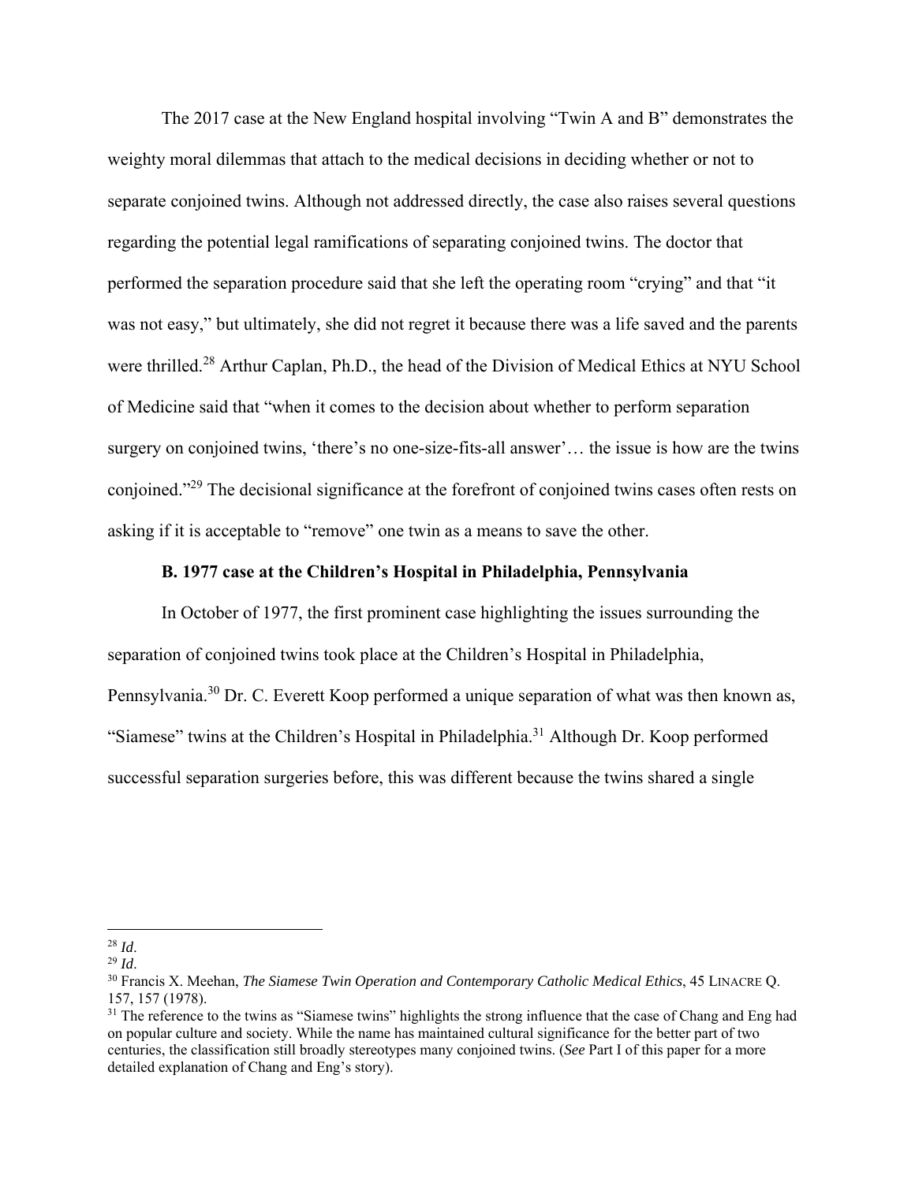The 2017 case at the New England hospital involving "Twin A and B" demonstrates the weighty moral dilemmas that attach to the medical decisions in deciding whether or not to separate conjoined twins. Although not addressed directly, the case also raises several questions regarding the potential legal ramifications of separating conjoined twins. The doctor that performed the separation procedure said that she left the operating room "crying" and that "it was not easy," but ultimately, she did not regret it because there was a life saved and the parents were thrilled.[28] Arthur Caplan, Ph.D., the head of the Division of Medical Ethics at NYU School of Medicine said that "when it comes to the decision about whether to perform separation surgery on conjoined twins, 'there's no one-size-fits-all answer'… the issue is how are the twins conjoined."[29] The decisional significance at the forefront of conjoined twins cases often rests on asking if it is acceptable to "remove" one twin as a means to save the other.

### B. 1977 case at the Children's Hospital in Philadelphia, Pennsylvania

In October of 1977, the first prominent case highlighting the issues surrounding the separation of conjoined twins took place at the Children's Hospital in Philadelphia, Pennsylvania.[30] Dr. C. Everett Koop performed a unique separation of what was then known as, "Siamese" twins at the Children's Hospital in Philadelphia.[31] Although Dr. Koop performed successful separation surgeries before, this was different because the twins shared a single

---

[28] *Id*.

[29] *Id*.

[30] Francis X. Meehan, *The Siamese Twin Operation and Contemporary Catholic Medical Ethics*, 45 LINACRE Q. 157, 157 (1978).

[31] The reference to the twins as "Siamese twins" highlights the strong influence that the case of Chang and Eng had on popular culture and society. While the name has maintained cultural significance for the better part of two centuries, the classification still broadly stereotypes many conjoined twins. (*See* Part I of this paper for a more detailed explanation of Chang and Eng's story).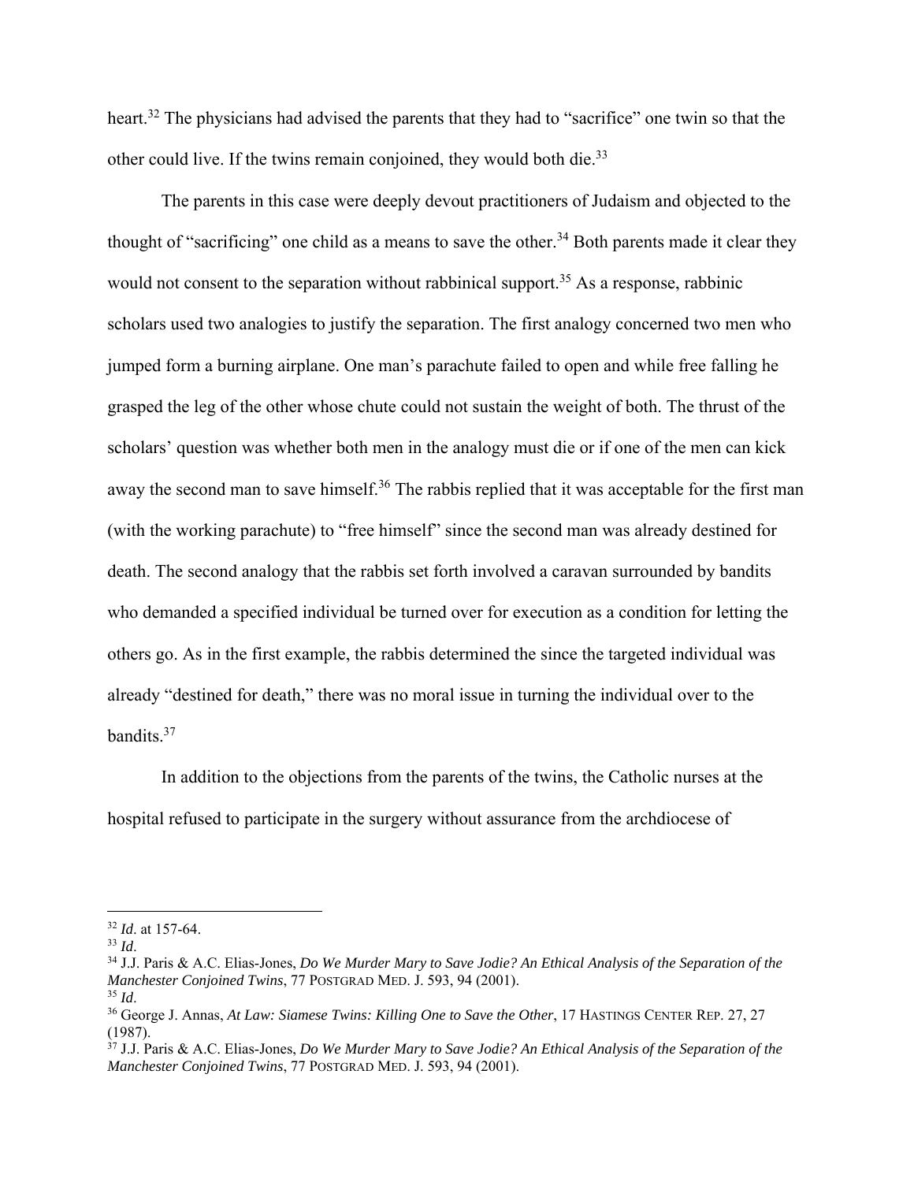heart.[32] The physicians had advised the parents that they had to "sacrifice" one twin so that the other could live. If the twins remain conjoined, they would both die.[33]

The parents in this case were deeply devout practitioners of Judaism and objected to the thought of "sacrificing" one child as a means to save the other.[34] Both parents made it clear they would not consent to the separation without rabbinical support.[35] As a response, rabbinic scholars used two analogies to justify the separation. The first analogy concerned two men who jumped form a burning airplane. One man's parachute failed to open and while free falling he grasped the leg of the other whose chute could not sustain the weight of both. The thrust of the scholars' question was whether both men in the analogy must die or if one of the men can kick away the second man to save himself.[36] The rabbis replied that it was acceptable for the first man (with the working parachute) to "free himself" since the second man was already destined for death. The second analogy that the rabbis set forth involved a caravan surrounded by bandits who demanded a specified individual be turned over for execution as a condition for letting the others go. As in the first example, the rabbis determined the since the targeted individual was already "destined for death," there was no moral issue in turning the individual over to the bandits.[37]

In addition to the objections from the parents of the twins, the Catholic nurses at the hospital refused to participate in the surgery without assurance from the archdiocese of

---

[32] *Id*. at 157-64.

[33] *Id*.

[34] J.J. Paris & A.C. Elias-Jones, *Do We Murder Mary to Save Jodie? An Ethical Analysis of the Separation of the Manchester Conjoined Twins*, 77 POSTGRAD MED. J. 593, 94 (2001).

[35] *Id*.

[36] George J. Annas, *At Law: Siamese Twins: Killing One to Save the Other*, 17 HASTINGS CENTER REP. 27, 27 (1987).

[37] J.J. Paris & A.C. Elias-Jones, *Do We Murder Mary to Save Jodie? An Ethical Analysis of the Separation of the Manchester Conjoined Twins*, 77 POSTGRAD MED. J. 593, 94 (2001).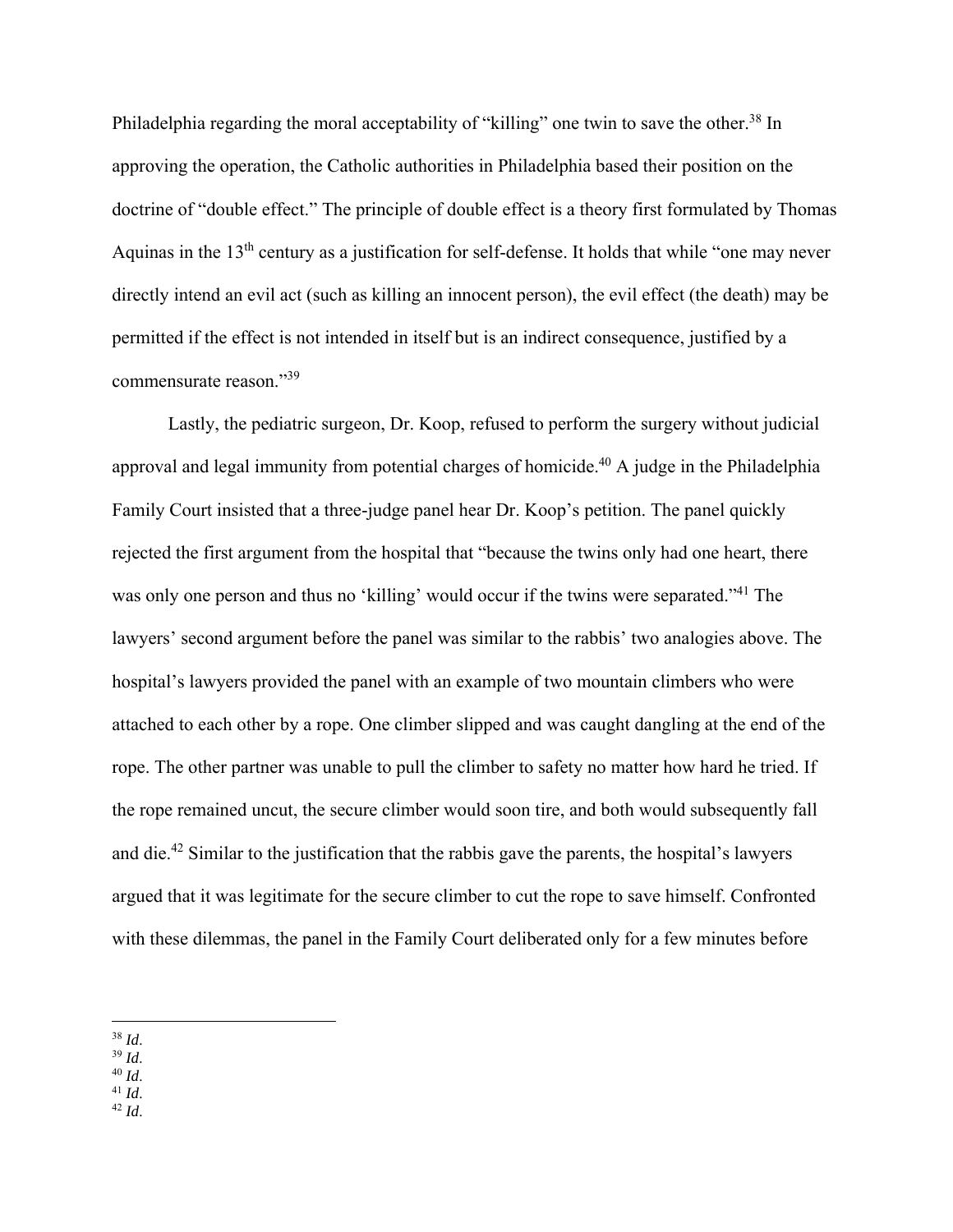Philadelphia regarding the moral acceptability of "killing" one twin to save the other.[38] In approving the operation, the Catholic authorities in Philadelphia based their position on the doctrine of "double effect." The principle of double effect is a theory first formulated by Thomas Aquinas in the 13th century as a justification for self-defense. It holds that while "one may never directly intend an evil act (such as killing an innocent person), the evil effect (the death) may be permitted if the effect is not intended in itself but is an indirect consequence, justified by a commensurate reason."[39]

Lastly, the pediatric surgeon, Dr. Koop, refused to perform the surgery without judicial approval and legal immunity from potential charges of homicide.[40] A judge in the Philadelphia Family Court insisted that a three-judge panel hear Dr. Koop's petition. The panel quickly rejected the first argument from the hospital that "because the twins only had one heart, there was only one person and thus no 'killing' would occur if the twins were separated."[41] The lawyers' second argument before the panel was similar to the rabbis' two analogies above. The hospital's lawyers provided the panel with an example of two mountain climbers who were attached to each other by a rope. One climber slipped and was caught dangling at the end of the rope. The other partner was unable to pull the climber to safety no matter how hard he tried. If the rope remained uncut, the secure climber would soon tire, and both would subsequently fall and die.[42] Similar to the justification that the rabbis gave the parents, the hospital's lawyers argued that it was legitimate for the secure climber to cut the rope to save himself. Confronted with these dilemmas, the panel in the Family Court deliberated only for a few minutes before

---

[38] *Id*.
[39] *Id*.
[40] *Id*.
[41] *Id*.
[42] *Id*.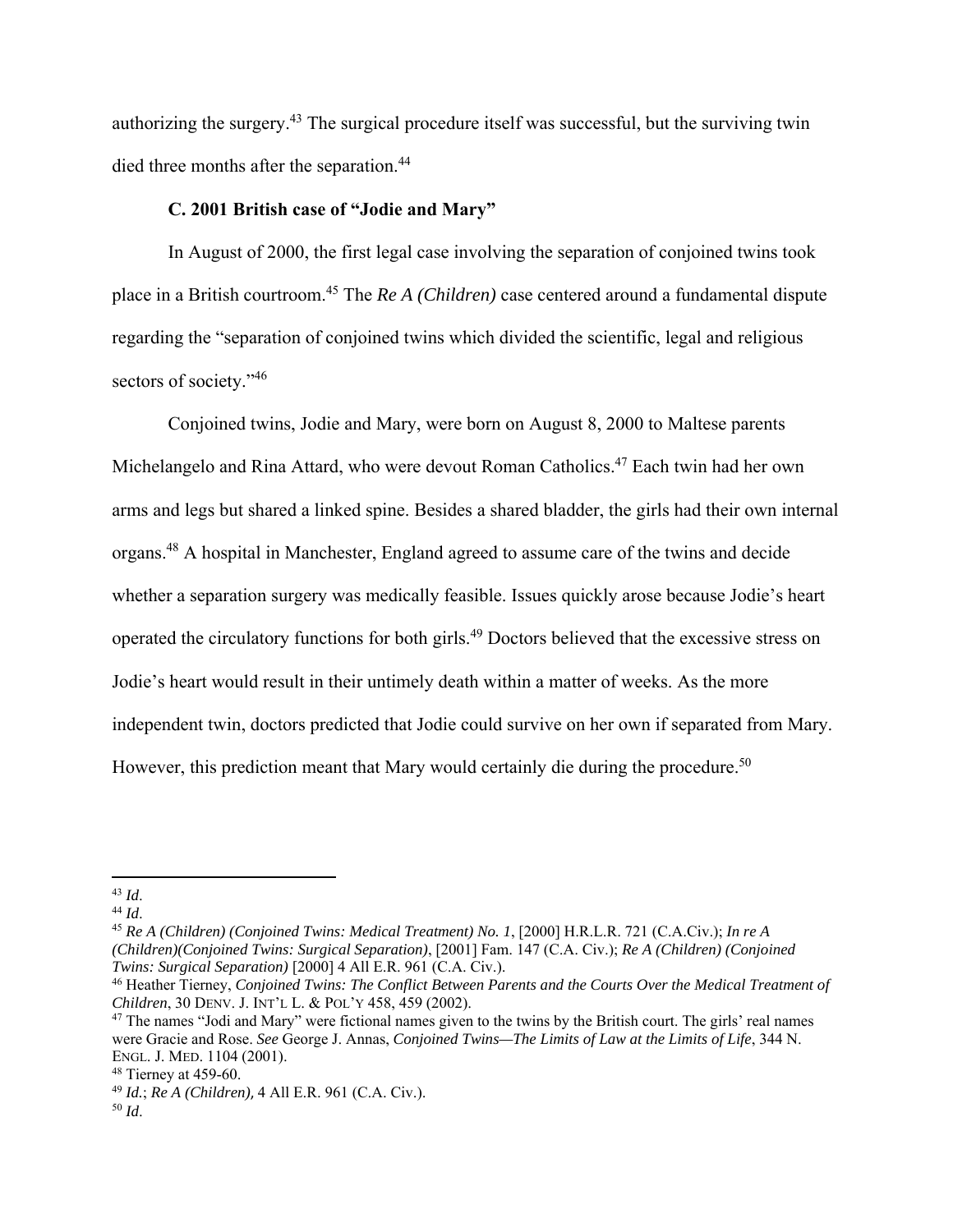authorizing the surgery.[43] The surgical procedure itself was successful, but the surviving twin died three months after the separation.[44]

### C. 2001 British case of "Jodie and Mary"

In August of 2000, the first legal case involving the separation of conjoined twins took place in a British courtroom.[45] The *Re A (Children)* case centered around a fundamental dispute regarding the "separation of conjoined twins which divided the scientific, legal and religious sectors of society."[46]

Conjoined twins, Jodie and Mary, were born on August 8, 2000 to Maltese parents Michelangelo and Rina Attard, who were devout Roman Catholics.[47] Each twin had her own arms and legs but shared a linked spine. Besides a shared bladder, the girls had their own internal organs.[48] A hospital in Manchester, England agreed to assume care of the twins and decide whether a separation surgery was medically feasible. Issues quickly arose because Jodie's heart operated the circulatory functions for both girls.[49] Doctors believed that the excessive stress on Jodie's heart would result in their untimely death within a matter of weeks. As the more independent twin, doctors predicted that Jodie could survive on her own if separated from Mary. However, this prediction meant that Mary would certainly die during the procedure.[50]

---

[43] *Id*.

[44] *Id*.

[45] *Re A (Children) (Conjoined Twins: Medical Treatment) No. 1*, [2000] H.R.L.R. 721 (C.A.Civ.); *In re A (Children)(Conjoined Twins: Surgical Separation)*, [2001] Fam. 147 (C.A. Civ.); *Re A (Children) (Conjoined Twins: Surgical Separation)* [2000] 4 All E.R. 961 (C.A. Civ.).

[46] Heather Tierney, *Conjoined Twins: The Conflict Between Parents and the Courts Over the Medical Treatment of Children*, 30 DENV. J. INT'L L. & POL'Y 458, 459 (2002).

[47] The names "Jodi and Mary" were fictional names given to the twins by the British court. The girls' real names were Gracie and Rose. *See* George J. Annas, *Conjoined Twins—The Limits of Law at the Limits of Life*, 344 N. ENGL. J. MED. 1104 (2001).

[48] Tierney at 459-60.

[49] *Id.*; *Re A (Children),* 4 All E.R. 961 (C.A. Civ.).

[50] *Id*.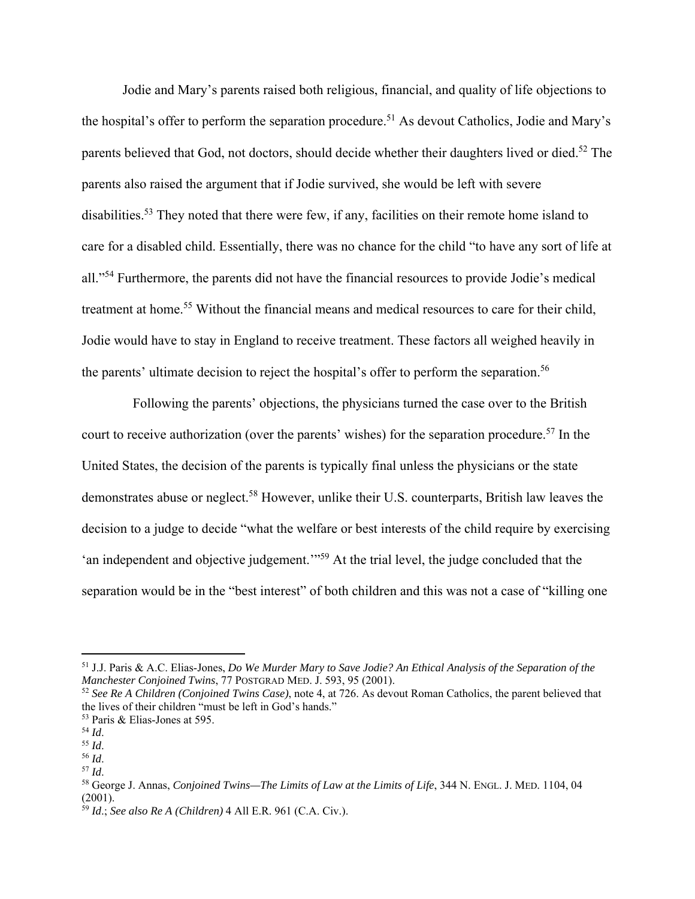Jodie and Mary's parents raised both religious, financial, and quality of life objections to the hospital's offer to perform the separation procedure.[51] As devout Catholics, Jodie and Mary's parents believed that God, not doctors, should decide whether their daughters lived or died.[52] The parents also raised the argument that if Jodie survived, she would be left with severe disabilities.[53] They noted that there were few, if any, facilities on their remote home island to care for a disabled child. Essentially, there was no chance for the child "to have any sort of life at all."[54] Furthermore, the parents did not have the financial resources to provide Jodie's medical treatment at home.[55] Without the financial means and medical resources to care for their child, Jodie would have to stay in England to receive treatment. These factors all weighed heavily in the parents' ultimate decision to reject the hospital's offer to perform the separation.[56]

Following the parents' objections, the physicians turned the case over to the British court to receive authorization (over the parents' wishes) for the separation procedure.[57] In the United States, the decision of the parents is typically final unless the physicians or the state demonstrates abuse or neglect.[58] However, unlike their U.S. counterparts, British law leaves the decision to a judge to decide "what the welfare or best interests of the child require by exercising 'an independent and objective judgement.'"[59] At the trial level, the judge concluded that the separation would be in the "best interest" of both children and this was not a case of "killing one

---

[51] J.J. Paris & A.C. Elias-Jones, *Do We Murder Mary to Save Jodie? An Ethical Analysis of the Separation of the Manchester Conjoined Twins*, 77 POSTGRAD MED. J. 593, 95 (2001).

[52] *See Re A Children (Conjoined Twins Case)*, note 4, at 726. As devout Roman Catholics, the parent believed that the lives of their children "must be left in God's hands."

[53] Paris & Elias-Jones at 595.

[54] *Id*.

[55] *Id*.

[56] *Id*.

[57] *Id*.

[58] George J. Annas, *Conjoined Twins—The Limits of Law at the Limits of Life*, 344 N. ENGL. J. MED. 1104, 04 (2001).

[59] *Id*.; *See also Re A (Children)* 4 All E.R. 961 (C.A. Civ.).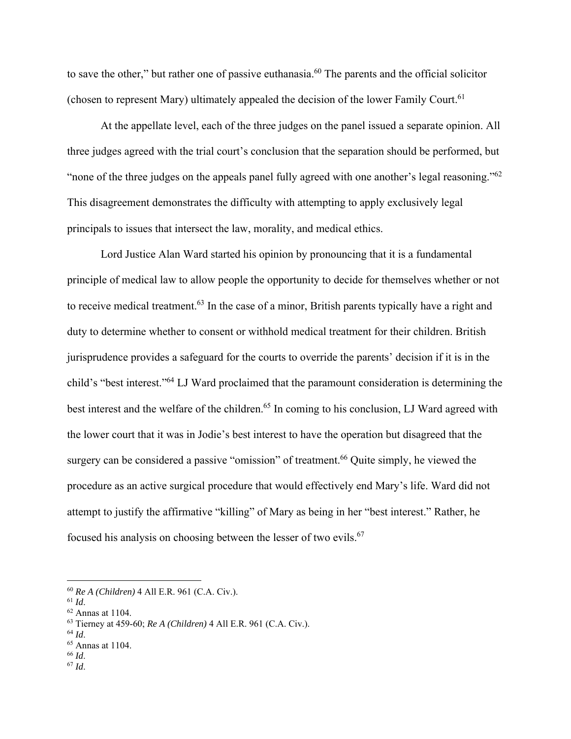to save the other," but rather one of passive euthanasia.[60] The parents and the official solicitor (chosen to represent Mary) ultimately appealed the decision of the lower Family Court.[61]

At the appellate level, each of the three judges on the panel issued a separate opinion. All three judges agreed with the trial court's conclusion that the separation should be performed, but "none of the three judges on the appeals panel fully agreed with one another's legal reasoning."[62] This disagreement demonstrates the difficulty with attempting to apply exclusively legal principals to issues that intersect the law, morality, and medical ethics.

Lord Justice Alan Ward started his opinion by pronouncing that it is a fundamental principle of medical law to allow people the opportunity to decide for themselves whether or not to receive medical treatment.[63] In the case of a minor, British parents typically have a right and duty to determine whether to consent or withhold medical treatment for their children. British jurisprudence provides a safeguard for the courts to override the parents' decision if it is in the child's "best interest."[64] LJ Ward proclaimed that the paramount consideration is determining the best interest and the welfare of the children.[65] In coming to his conclusion, LJ Ward agreed with the lower court that it was in Jodie's best interest to have the operation but disagreed that the surgery can be considered a passive "omission" of treatment.[66] Quite simply, he viewed the procedure as an active surgical procedure that would effectively end Mary's life. Ward did not attempt to justify the affirmative "killing" of Mary as being in her "best interest." Rather, he focused his analysis on choosing between the lesser of two evils.[67]

---

[60] *Re A (Children)* 4 All E.R. 961 (C.A. Civ.).
[61] *Id*.
[62] Annas at 1104.
[63] Tierney at 459-60; *Re A (Children)* 4 All E.R. 961 (C.A. Civ.).
[64] *Id*.
[65] Annas at 1104.
[66] *Id*.
[67] *Id*.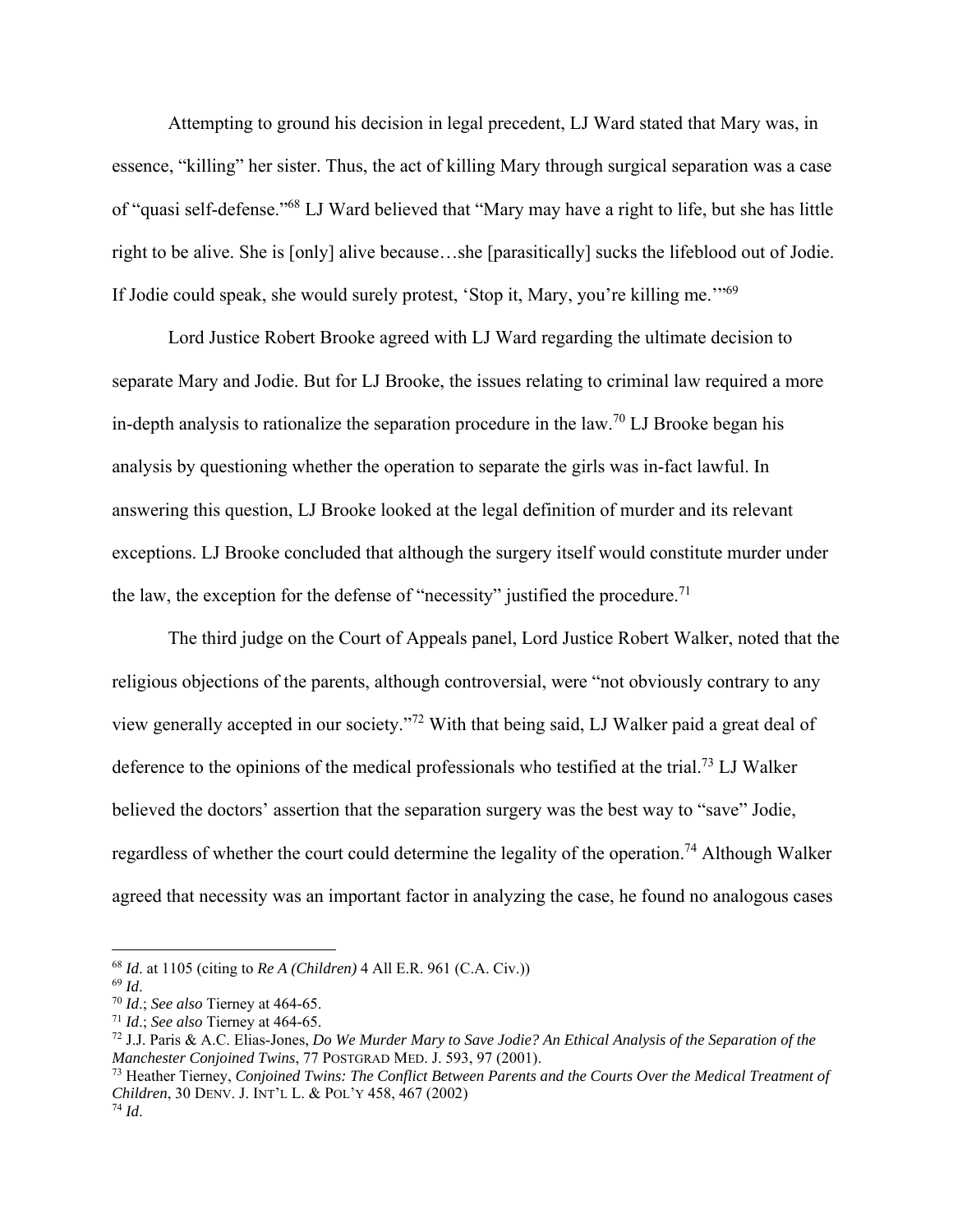Attempting to ground his decision in legal precedent, LJ Ward stated that Mary was, in essence, "killing" her sister. Thus, the act of killing Mary through surgical separation was a case of "quasi self-defense."[68] LJ Ward believed that "Mary may have a right to life, but she has little right to be alive. She is [only] alive because…she [parasitically] sucks the lifeblood out of Jodie. If Jodie could speak, she would surely protest, 'Stop it, Mary, you're killing me.'"[69]

Lord Justice Robert Brooke agreed with LJ Ward regarding the ultimate decision to separate Mary and Jodie. But for LJ Brooke, the issues relating to criminal law required a more in-depth analysis to rationalize the separation procedure in the law.[70] LJ Brooke began his analysis by questioning whether the operation to separate the girls was in-fact lawful. In answering this question, LJ Brooke looked at the legal definition of murder and its relevant exceptions. LJ Brooke concluded that although the surgery itself would constitute murder under the law, the exception for the defense of "necessity" justified the procedure.[71]

The third judge on the Court of Appeals panel, Lord Justice Robert Walker, noted that the religious objections of the parents, although controversial, were "not obviously contrary to any view generally accepted in our society."[72] With that being said, LJ Walker paid a great deal of deference to the opinions of the medical professionals who testified at the trial.[73] LJ Walker believed the doctors' assertion that the separation surgery was the best way to "save" Jodie, regardless of whether the court could determine the legality of the operation.[74] Although Walker agreed that necessity was an important factor in analyzing the case, he found no analogous cases

---

[68] *Id*. at 1105 (citing to *Re A (Children)* 4 All E.R. 961 (C.A. Civ.))

[69] *Id*.

[70] *Id*.; *See also* Tierney at 464-65.

[71] *Id*.; *See also* Tierney at 464-65.

[72] J.J. Paris & A.C. Elias-Jones, *Do We Murder Mary to Save Jodie? An Ethical Analysis of the Separation of the Manchester Conjoined Twins*, 77 POSTGRAD MED. J. 593, 97 (2001).

[73] Heather Tierney, *Conjoined Twins: The Conflict Between Parents and the Courts Over the Medical Treatment of Children*, 30 DENV. J. INT'L L. & POL'Y 458, 467 (2002)

[74] *Id*.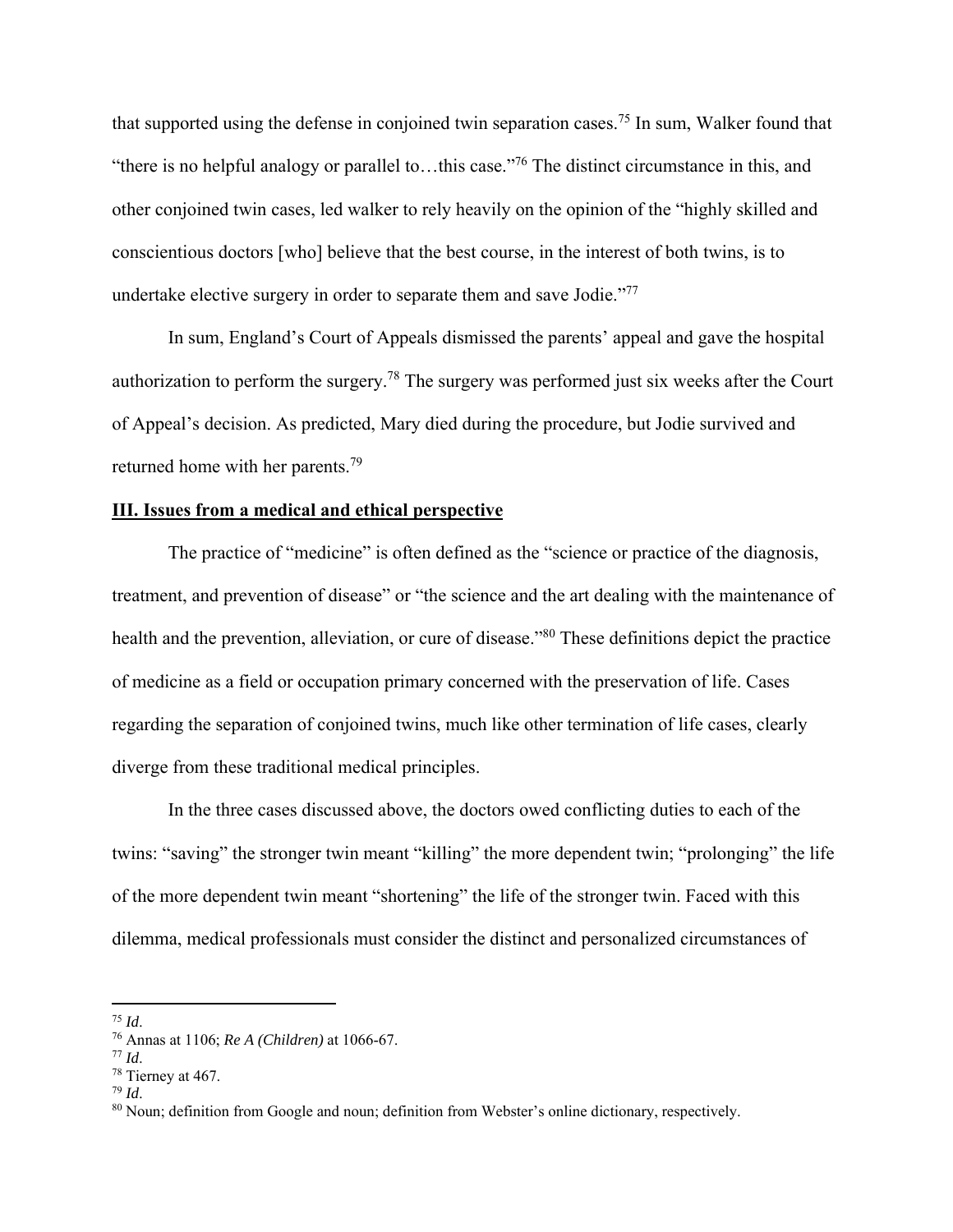that supported using the defense in conjoined twin separation cases.[75] In sum, Walker found that "there is no helpful analogy or parallel to…this case."[76] The distinct circumstance in this, and other conjoined twin cases, led walker to rely heavily on the opinion of the "highly skilled and conscientious doctors [who] believe that the best course, in the interest of both twins, is to undertake elective surgery in order to separate them and save Jodie."[77]

In sum, England's Court of Appeals dismissed the parents' appeal and gave the hospital authorization to perform the surgery.[78] The surgery was performed just six weeks after the Court of Appeal's decision. As predicted, Mary died during the procedure, but Jodie survived and returned home with her parents.[79]

## **III. Issues from a medical and ethical perspective**

The practice of "medicine" is often defined as the "science or practice of the diagnosis, treatment, and prevention of disease" or "the science and the art dealing with the maintenance of health and the prevention, alleviation, or cure of disease."[80] These definitions depict the practice of medicine as a field or occupation primary concerned with the preservation of life. Cases regarding the separation of conjoined twins, much like other termination of life cases, clearly diverge from these traditional medical principles.

In the three cases discussed above, the doctors owed conflicting duties to each of the twins: "saving" the stronger twin meant "killing" the more dependent twin; "prolonging" the life of the more dependent twin meant "shortening" the life of the stronger twin. Faced with this dilemma, medical professionals must consider the distinct and personalized circumstances of

---

[75] *Id*.

[76] Annas at 1106; *Re A (Children)* at 1066-67.

[77] *Id*.

[78] Tierney at 467.

[79] *Id*.

[80] Noun; definition from Google and noun; definition from Webster's online dictionary, respectively.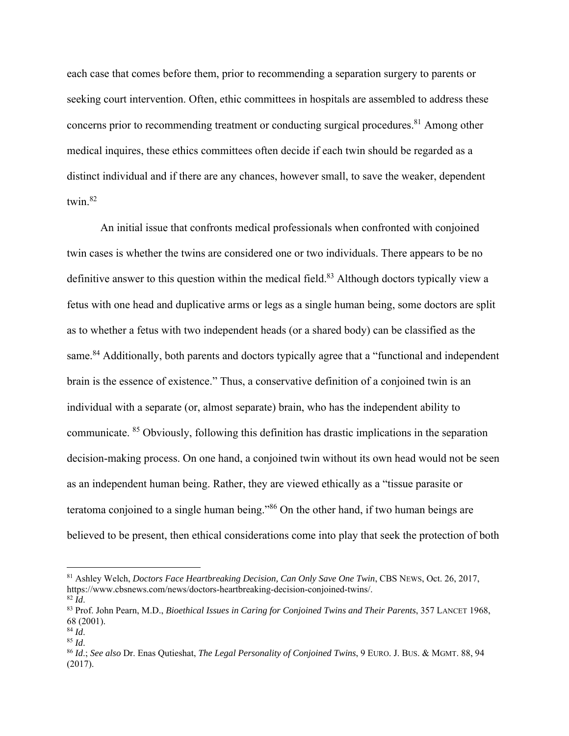each case that comes before them, prior to recommending a separation surgery to parents or seeking court intervention. Often, ethic committees in hospitals are assembled to address these concerns prior to recommending treatment or conducting surgical procedures.[81] Among other medical inquires, these ethics committees often decide if each twin should be regarded as a distinct individual and if there are any chances, however small, to save the weaker, dependent twin.[82]

An initial issue that confronts medical professionals when confronted with conjoined twin cases is whether the twins are considered one or two individuals. There appears to be no definitive answer to this question within the medical field.[83] Although doctors typically view a fetus with one head and duplicative arms or legs as a single human being, some doctors are split as to whether a fetus with two independent heads (or a shared body) can be classified as the same.[84] Additionally, both parents and doctors typically agree that a "functional and independent brain is the essence of existence." Thus, a conservative definition of a conjoined twin is an individual with a separate (or, almost separate) brain, who has the independent ability to communicate. [85] Obviously, following this definition has drastic implications in the separation decision-making process. On one hand, a conjoined twin without its own head would not be seen as an independent human being. Rather, they are viewed ethically as a "tissue parasite or teratoma conjoined to a single human being."[86] On the other hand, if two human beings are believed to be present, then ethical considerations come into play that seek the protection of both

---

[81] Ashley Welch, *Doctors Face Heartbreaking Decision, Can Only Save One Twin*, CBS NEWS, Oct. 26, 2017, https://www.cbsnews.com/news/doctors-heartbreaking-decision-conjoined-twins/.

[82] *Id*.

[83] Prof. John Pearn, M.D., *Bioethical Issues in Caring for Conjoined Twins and Their Parents*, 357 LANCET 1968, 68 (2001).

[84] *Id*.

[85] *Id*.

[86] *Id*.; *See also* Dr. Enas Qutieshat, *The Legal Personality of Conjoined Twins*, 9 EURO. J. BUS. & MGMT. 88, 94 (2017).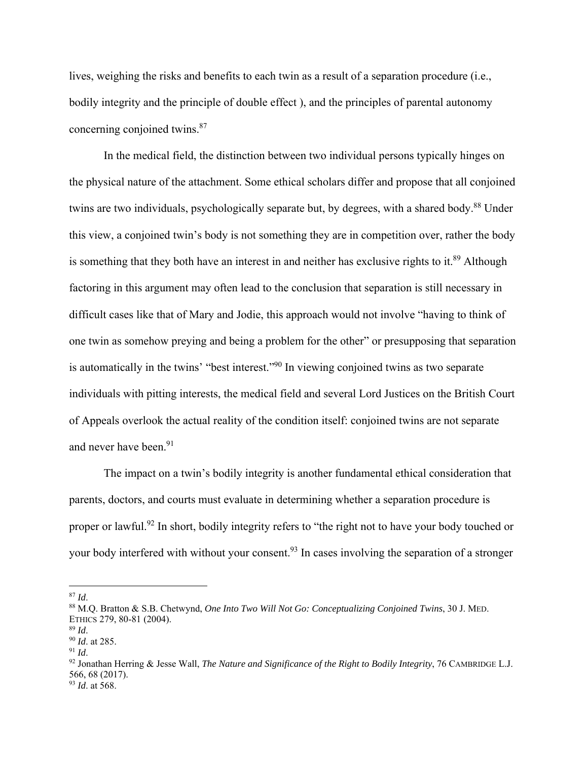lives, weighing the risks and benefits to each twin as a result of a separation procedure (i.e., bodily integrity and the principle of double effect ), and the principles of parental autonomy concerning conjoined twins.[87]

In the medical field, the distinction between two individual persons typically hinges on the physical nature of the attachment. Some ethical scholars differ and propose that all conjoined twins are two individuals, psychologically separate but, by degrees, with a shared body.[88] Under this view, a conjoined twin's body is not something they are in competition over, rather the body is something that they both have an interest in and neither has exclusive rights to it.[89] Although factoring in this argument may often lead to the conclusion that separation is still necessary in difficult cases like that of Mary and Jodie, this approach would not involve "having to think of one twin as somehow preying and being a problem for the other" or presupposing that separation is automatically in the twins' "best interest."[90] In viewing conjoined twins as two separate individuals with pitting interests, the medical field and several Lord Justices on the British Court of Appeals overlook the actual reality of the condition itself: conjoined twins are not separate and never have been.[91]

The impact on a twin's bodily integrity is another fundamental ethical consideration that parents, doctors, and courts must evaluate in determining whether a separation procedure is proper or lawful.[92] In short, bodily integrity refers to "the right not to have your body touched or your body interfered with without your consent.[93] In cases involving the separation of a stronger

---

[87] *Id*.

[88] M.Q. Bratton & S.B. Chetwynd, *One Into Two Will Not Go: Conceptualizing Conjoined Twins*, 30 J. MED. ETHICS 279, 80-81 (2004).

[89] *Id*.

[90] *Id*. at 285.

[91] *Id*.

[92] Jonathan Herring & Jesse Wall, *The Nature and Significance of the Right to Bodily Integrity*, 76 CAMBRIDGE L.J. 566, 68 (2017).

[93] *Id*. at 568.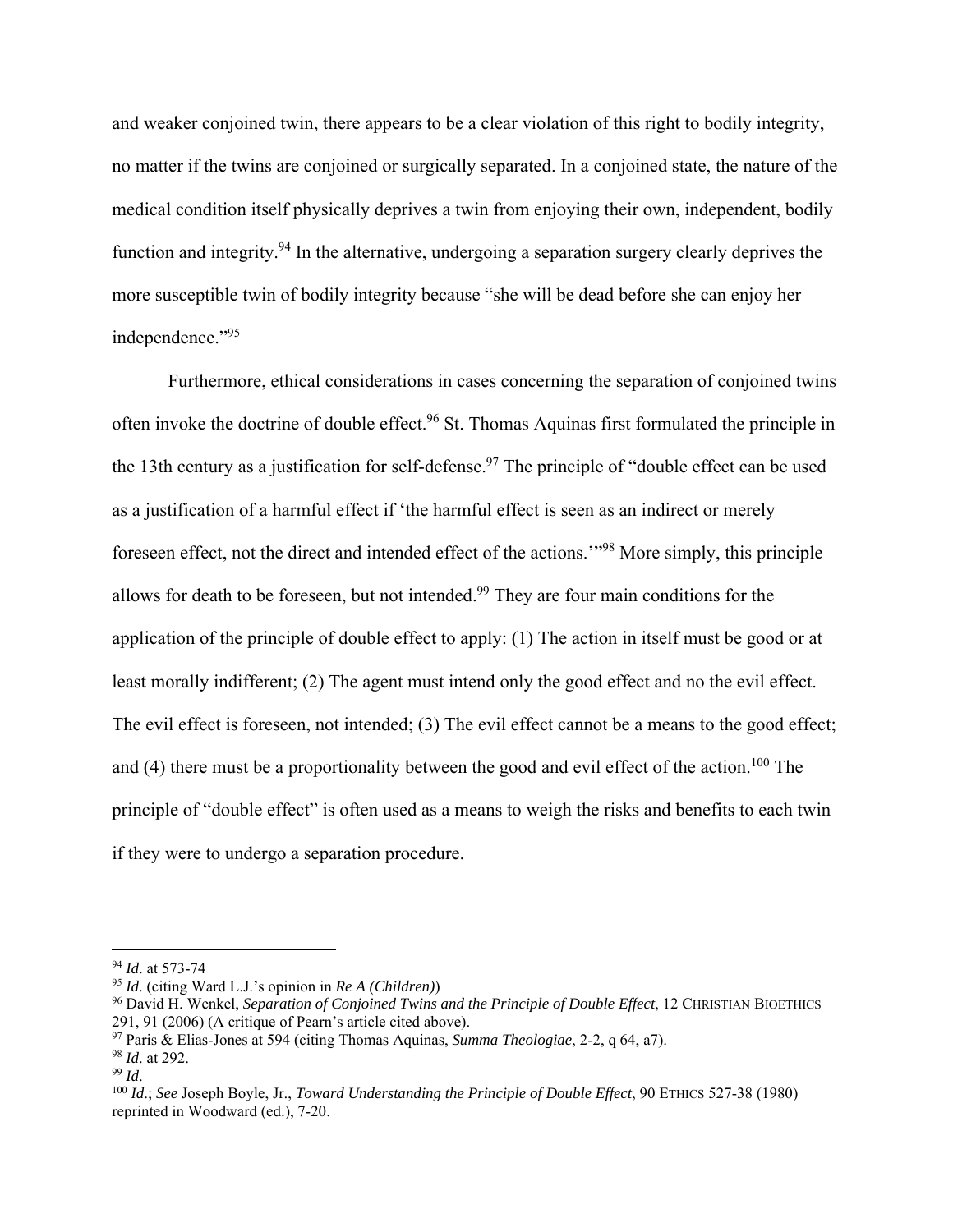and weaker conjoined twin, there appears to be a clear violation of this right to bodily integrity, no matter if the twins are conjoined or surgically separated. In a conjoined state, the nature of the medical condition itself physically deprives a twin from enjoying their own, independent, bodily function and integrity.[94] In the alternative, undergoing a separation surgery clearly deprives the more susceptible twin of bodily integrity because "she will be dead before she can enjoy her independence."[95]

Furthermore, ethical considerations in cases concerning the separation of conjoined twins often invoke the doctrine of double effect.[96] St. Thomas Aquinas first formulated the principle in the 13th century as a justification for self-defense.[97] The principle of "double effect can be used as a justification of a harmful effect if 'the harmful effect is seen as an indirect or merely foreseen effect, not the direct and intended effect of the actions.'"[98] More simply, this principle allows for death to be foreseen, but not intended.[99] They are four main conditions for the application of the principle of double effect to apply: (1) The action in itself must be good or at least morally indifferent; (2) The agent must intend only the good effect and no the evil effect. The evil effect is foreseen, not intended; (3) The evil effect cannot be a means to the good effect; and (4) there must be a proportionality between the good and evil effect of the action.[100] The principle of "double effect" is often used as a means to weigh the risks and benefits to each twin if they were to undergo a separation procedure.

---

[94] *Id*. at 573-74

[95] *Id*. (citing Ward L.J.'s opinion in *Re A (Children)*)

[96] David H. Wenkel, *Separation of Conjoined Twins and the Principle of Double Effect*, 12 CHRISTIAN BIOETHICS 291, 91 (2006) (A critique of Pearn's article cited above).

[97] Paris & Elias-Jones at 594 (citing Thomas Aquinas, *Summa Theologiae*, 2-2, q 64, a7).

[98] *Id*. at 292.

[99] *Id*.

[100] *Id*.; *See* Joseph Boyle, Jr., *Toward Understanding the Principle of Double Effect*, 90 ETHICS 527-38 (1980) reprinted in Woodward (ed.), 7-20.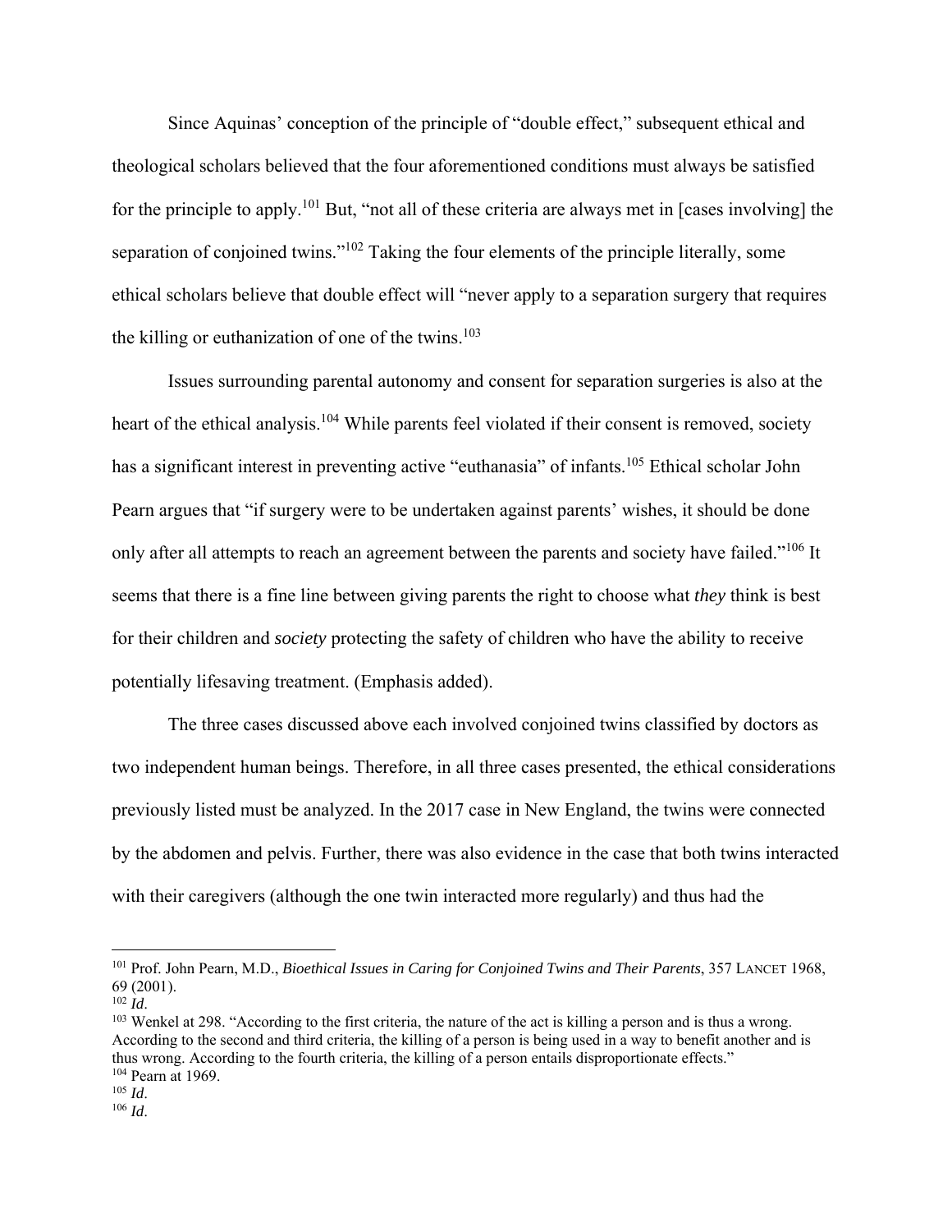Since Aquinas' conception of the principle of "double effect," subsequent ethical and theological scholars believed that the four aforementioned conditions must always be satisfied for the principle to apply.[101] But, "not all of these criteria are always met in [cases involving] the separation of conjoined twins."[102] Taking the four elements of the principle literally, some ethical scholars believe that double effect will "never apply to a separation surgery that requires the killing or euthanization of one of the twins.[103]

Issues surrounding parental autonomy and consent for separation surgeries is also at the heart of the ethical analysis.[104] While parents feel violated if their consent is removed, society has a significant interest in preventing active "euthanasia" of infants.[105] Ethical scholar John Pearn argues that "if surgery were to be undertaken against parents' wishes, it should be done only after all attempts to reach an agreement between the parents and society have failed."[106] It seems that there is a fine line between giving parents the right to choose what *they* think is best for their children and *society* protecting the safety of children who have the ability to receive potentially lifesaving treatment. (Emphasis added).

The three cases discussed above each involved conjoined twins classified by doctors as two independent human beings. Therefore, in all three cases presented, the ethical considerations previously listed must be analyzed. In the 2017 case in New England, the twins were connected by the abdomen and pelvis. Further, there was also evidence in the case that both twins interacted with their caregivers (although the one twin interacted more regularly) and thus had the

---

[101] Prof. John Pearn, M.D., *Bioethical Issues in Caring for Conjoined Twins and Their Parents*, 357 LANCET 1968, 69 (2001).

[102] *Id*.

[103] Wenkel at 298. "According to the first criteria, the nature of the act is killing a person and is thus a wrong. According to the second and third criteria, the killing of a person is being used in a way to benefit another and is thus wrong. According to the fourth criteria, the killing of a person entails disproportionate effects."

[104] Pearn at 1969.

[105] *Id*.

[106] *Id*.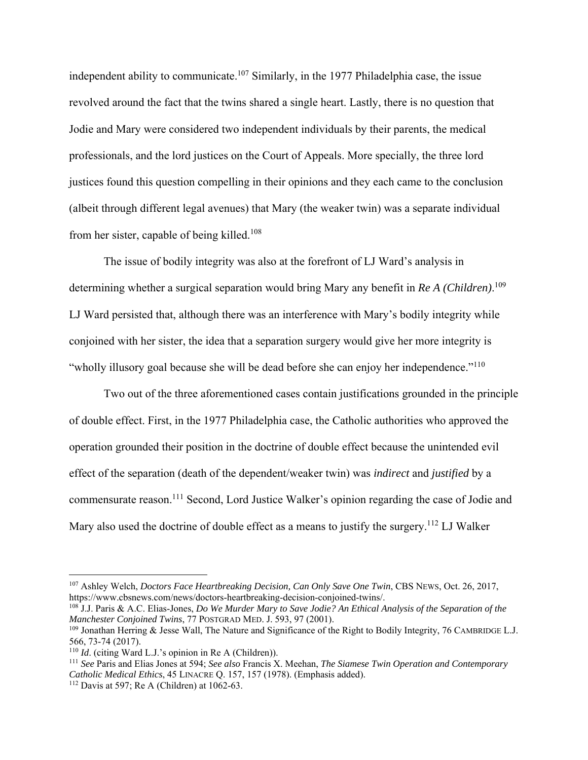independent ability to communicate.[107] Similarly, in the 1977 Philadelphia case, the issue revolved around the fact that the twins shared a single heart. Lastly, there is no question that Jodie and Mary were considered two independent individuals by their parents, the medical professionals, and the lord justices on the Court of Appeals. More specially, the three lord justices found this question compelling in their opinions and they each came to the conclusion (albeit through different legal avenues) that Mary (the weaker twin) was a separate individual from her sister, capable of being killed.[108]

The issue of bodily integrity was also at the forefront of LJ Ward's analysis in determining whether a surgical separation would bring Mary any benefit in *Re A (Children)*.[109] LJ Ward persisted that, although there was an interference with Mary's bodily integrity while conjoined with her sister, the idea that a separation surgery would give her more integrity is "wholly illusory goal because she will be dead before she can enjoy her independence."[110]

Two out of the three aforementioned cases contain justifications grounded in the principle of double effect. First, in the 1977 Philadelphia case, the Catholic authorities who approved the operation grounded their position in the doctrine of double effect because the unintended evil effect of the separation (death of the dependent/weaker twin) was *indirect* and *justified* by a commensurate reason.[111] Second, Lord Justice Walker's opinion regarding the case of Jodie and Mary also used the doctrine of double effect as a means to justify the surgery.[112] LJ Walker

---

[107] Ashley Welch, *Doctors Face Heartbreaking Decision, Can Only Save One Twin*, CBS NEWS, Oct. 26, 2017, https://www.cbsnews.com/news/doctors-heartbreaking-decision-conjoined-twins/.

[108] J.J. Paris & A.C. Elias-Jones, *Do We Murder Mary to Save Jodie? An Ethical Analysis of the Separation of the Manchester Conjoined Twins*, 77 POSTGRAD MED. J. 593, 97 (2001).

[109] Jonathan Herring & Jesse Wall, The Nature and Significance of the Right to Bodily Integrity, 76 CAMBRIDGE L.J. 566, 73-74 (2017).

[110] *Id*. (citing Ward L.J.'s opinion in Re A (Children)).

[111] *See* Paris and Elias Jones at 594; *See also* Francis X. Meehan, *The Siamese Twin Operation and Contemporary Catholic Medical Ethics*, 45 LINACRE Q. 157, 157 (1978). (Emphasis added).

[112] Davis at 597; Re A (Children) at 1062-63.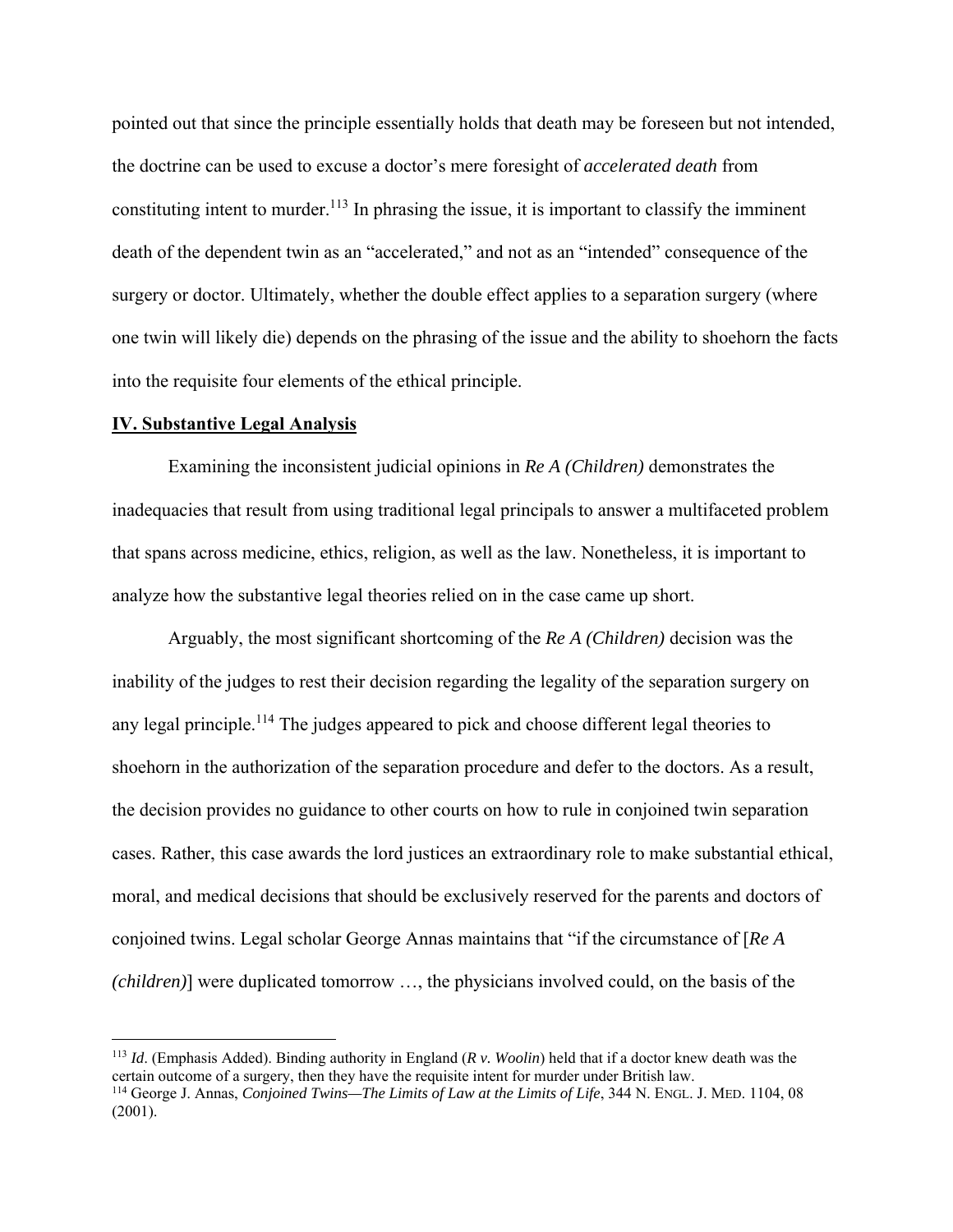pointed out that since the principle essentially holds that death may be foreseen but not intended, the doctrine can be used to excuse a doctor's mere foresight of *accelerated death* from constituting intent to murder.[113] In phrasing the issue, it is important to classify the imminent death of the dependent twin as an "accelerated," and not as an "intended" consequence of the surgery or doctor. Ultimately, whether the double effect applies to a separation surgery (where one twin will likely die) depends on the phrasing of the issue and the ability to shoehorn the facts into the requisite four elements of the ethical principle.

## **IV. Substantive Legal Analysis**

Examining the inconsistent judicial opinions in *Re A (Children)* demonstrates the inadequacies that result from using traditional legal principals to answer a multifaceted problem that spans across medicine, ethics, religion, as well as the law. Nonetheless, it is important to analyze how the substantive legal theories relied on in the case came up short.

Arguably, the most significant shortcoming of the *Re A (Children)* decision was the inability of the judges to rest their decision regarding the legality of the separation surgery on any legal principle.[114] The judges appeared to pick and choose different legal theories to shoehorn in the authorization of the separation procedure and defer to the doctors. As a result, the decision provides no guidance to other courts on how to rule in conjoined twin separation cases. Rather, this case awards the lord justices an extraordinary role to make substantial ethical, moral, and medical decisions that should be exclusively reserved for the parents and doctors of conjoined twins. Legal scholar George Annas maintains that "if the circumstance of [*Re A (children)*] were duplicated tomorrow …, the physicians involved could, on the basis of the

---

[113] *Id*. (Emphasis Added). Binding authority in England (*R v. Woolin*) held that if a doctor knew death was the certain outcome of a surgery, then they have the requisite intent for murder under British law.

[114] George J. Annas, *Conjoined Twins—The Limits of Law at the Limits of Life*, 344 N. ENGL. J. MED. 1104, 08 (2001).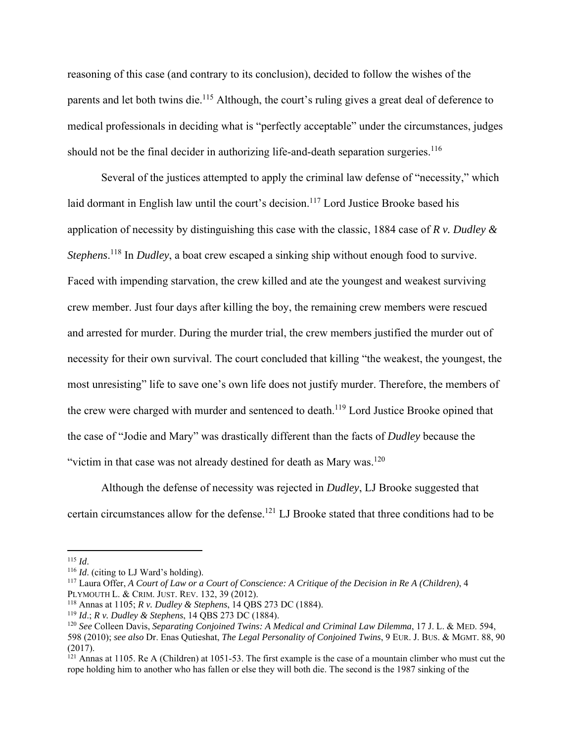reasoning of this case (and contrary to its conclusion), decided to follow the wishes of the parents and let both twins die.[115] Although, the court's ruling gives a great deal of deference to medical professionals in deciding what is "perfectly acceptable" under the circumstances, judges should not be the final decider in authorizing life-and-death separation surgeries.[116]

Several of the justices attempted to apply the criminal law defense of "necessity," which laid dormant in English law until the court's decision.[117] Lord Justice Brooke based his application of necessity by distinguishing this case with the classic, 1884 case of *R v. Dudley & Stephens*.[118] In *Dudley*, a boat crew escaped a sinking ship without enough food to survive. Faced with impending starvation, the crew killed and ate the youngest and weakest surviving crew member. Just four days after killing the boy, the remaining crew members were rescued and arrested for murder. During the murder trial, the crew members justified the murder out of necessity for their own survival. The court concluded that killing "the weakest, the youngest, the most unresisting" life to save one's own life does not justify murder. Therefore, the members of the crew were charged with murder and sentenced to death.[119] Lord Justice Brooke opined that the case of "Jodie and Mary" was drastically different than the facts of *Dudley* because the "victim in that case was not already destined for death as Mary was.[120]

Although the defense of necessity was rejected in *Dudley*, LJ Brooke suggested that certain circumstances allow for the defense.[121] LJ Brooke stated that three conditions had to be

---

[115] *Id*.

[116] *Id*. (citing to LJ Ward's holding).

[117] Laura Offer, *A Court of Law or a Court of Conscience: A Critique of the Decision in Re A (Children)*, 4 PLYMOUTH L. & CRIM. JUST. REV. 132, 39 (2012).

[118] Annas at 1105; *R v. Dudley & Stephens*, 14 QBS 273 DC (1884).

[119] *Id*.; *R v. Dudley & Stephens*, 14 QBS 273 DC (1884).

[120] *See* Colleen Davis, *Separating Conjoined Twins: A Medical and Criminal Law Dilemma*, 17 J. L. & MED. 594, 598 (2010); *see also* Dr. Enas Qutieshat, *The Legal Personality of Conjoined Twins*, 9 EUR. J. BUS. & MGMT. 88, 90 (2017).

[121] Annas at 1105. Re A (Children) at 1051-53. The first example is the case of a mountain climber who must cut the rope holding him to another who has fallen or else they will both die. The second is the 1987 sinking of the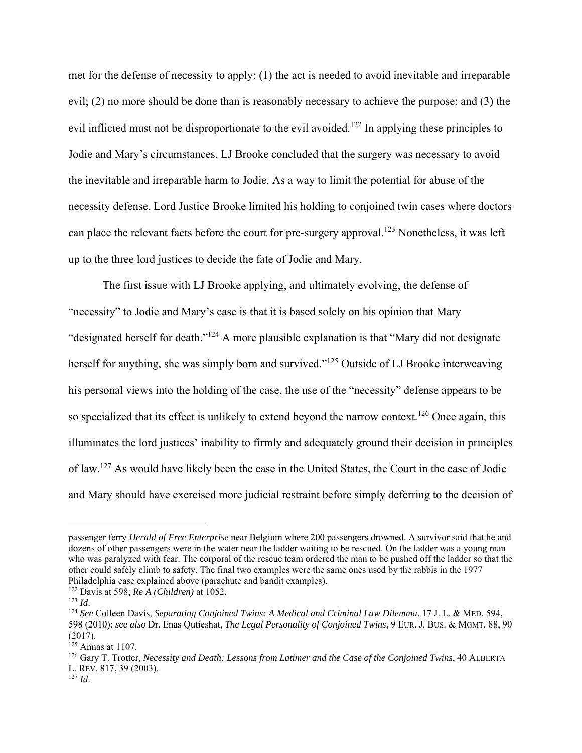met for the defense of necessity to apply: (1) the act is needed to avoid inevitable and irreparable evil; (2) no more should be done than is reasonably necessary to achieve the purpose; and (3) the evil inflicted must not be disproportionate to the evil avoided.[122] In applying these principles to Jodie and Mary's circumstances, LJ Brooke concluded that the surgery was necessary to avoid the inevitable and irreparable harm to Jodie. As a way to limit the potential for abuse of the necessity defense, Lord Justice Brooke limited his holding to conjoined twin cases where doctors can place the relevant facts before the court for pre-surgery approval.[123] Nonetheless, it was left up to the three lord justices to decide the fate of Jodie and Mary.

The first issue with LJ Brooke applying, and ultimately evolving, the defense of "necessity" to Jodie and Mary's case is that it is based solely on his opinion that Mary "designated herself for death."[124] A more plausible explanation is that "Mary did not designate herself for anything, she was simply born and survived."[125] Outside of LJ Brooke interweaving his personal views into the holding of the case, the use of the "necessity" defense appears to be so specialized that its effect is unlikely to extend beyond the narrow context.[126] Once again, this illuminates the lord justices' inability to firmly and adequately ground their decision in principles of law.[127] As would have likely been the case in the United States, the Court in the case of Jodie and Mary should have exercised more judicial restraint before simply deferring to the decision of

---

passenger ferry *Herald of Free Enterprise* near Belgium where 200 passengers drowned. A survivor said that he and dozens of other passengers were in the water near the ladder waiting to be rescued. On the ladder was a young man who was paralyzed with fear. The corporal of the rescue team ordered the man to be pushed off the ladder so that the other could safely climb to safety. The final two examples were the same ones used by the rabbis in the 1977 Philadelphia case explained above (parachute and bandit examples).

[122] Davis at 598; *Re A (Children)* at 1052.

[123] *Id*.

[124] *See* Colleen Davis, *Separating Conjoined Twins: A Medical and Criminal Law Dilemma*, 17 J. L. & MED. 594, 598 (2010); *see also* Dr. Enas Qutieshat, *The Legal Personality of Conjoined Twins*, 9 EUR. J. BUS. & MGMT. 88, 90 (2017).

[125] Annas at 1107.

[126] Gary T. Trotter, *Necessity and Death: Lessons from Latimer and the Case of the Conjoined Twins*, 40 ALBERTA L. REV. 817, 39 (2003).

[127] *Id*.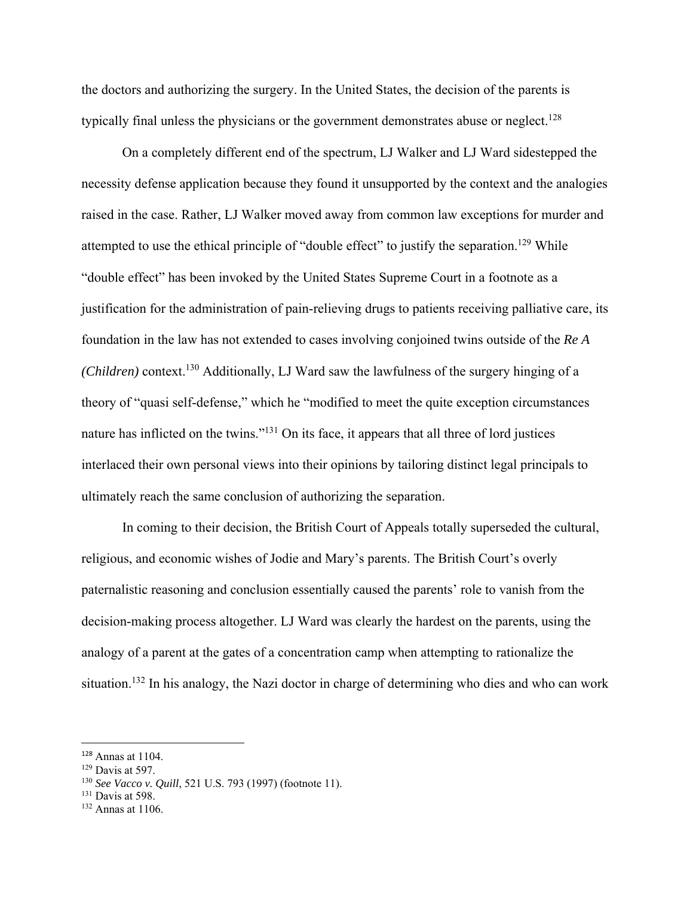the doctors and authorizing the surgery. In the United States, the decision of the parents is typically final unless the physicians or the government demonstrates abuse or neglect.[128]

On a completely different end of the spectrum, LJ Walker and LJ Ward sidestepped the necessity defense application because they found it unsupported by the context and the analogies raised in the case. Rather, LJ Walker moved away from common law exceptions for murder and attempted to use the ethical principle of "double effect" to justify the separation.[129] While "double effect" has been invoked by the United States Supreme Court in a footnote as a justification for the administration of pain-relieving drugs to patients receiving palliative care, its foundation in the law has not extended to cases involving conjoined twins outside of the *Re A (Children)* context.[130] Additionally, LJ Ward saw the lawfulness of the surgery hinging of a theory of "quasi self-defense," which he "modified to meet the quite exception circumstances nature has inflicted on the twins."[131] On its face, it appears that all three of lord justices interlaced their own personal views into their opinions by tailoring distinct legal principals to ultimately reach the same conclusion of authorizing the separation.

In coming to their decision, the British Court of Appeals totally superseded the cultural, religious, and economic wishes of Jodie and Mary's parents. The British Court's overly paternalistic reasoning and conclusion essentially caused the parents' role to vanish from the decision-making process altogether. LJ Ward was clearly the hardest on the parents, using the analogy of a parent at the gates of a concentration camp when attempting to rationalize the situation.[132] In his analogy, the Nazi doctor in charge of determining who dies and who can work

---

[128] Annas at 1104.

[129] Davis at 597.

[130] *See Vacco v. Quill*, 521 U.S. 793 (1997) (footnote 11).

[131] Davis at 598.

[132] Annas at 1106.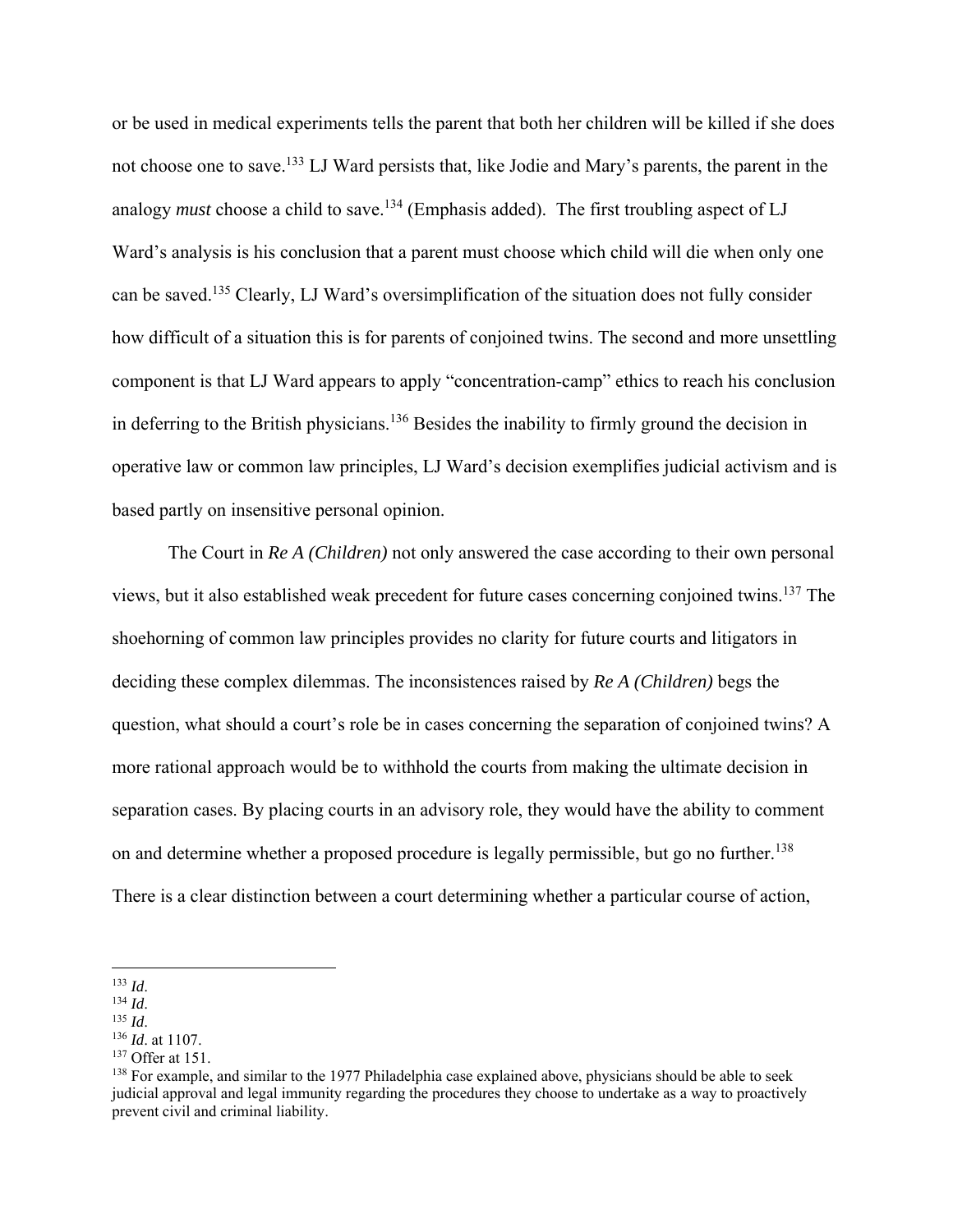or be used in medical experiments tells the parent that both her children will be killed if she does not choose one to save.[133] LJ Ward persists that, like Jodie and Mary's parents, the parent in the analogy *must* choose a child to save.[134] (Emphasis added). The first troubling aspect of LJ Ward's analysis is his conclusion that a parent must choose which child will die when only one can be saved.[135] Clearly, LJ Ward's oversimplification of the situation does not fully consider how difficult of a situation this is for parents of conjoined twins. The second and more unsettling component is that LJ Ward appears to apply "concentration-camp" ethics to reach his conclusion in deferring to the British physicians.[136] Besides the inability to firmly ground the decision in operative law or common law principles, LJ Ward's decision exemplifies judicial activism and is based partly on insensitive personal opinion.

The Court in *Re A (Children)* not only answered the case according to their own personal views, but it also established weak precedent for future cases concerning conjoined twins.[137] The shoehorning of common law principles provides no clarity for future courts and litigators in deciding these complex dilemmas. The inconsistences raised by *Re A (Children)* begs the question, what should a court's role be in cases concerning the separation of conjoined twins? A more rational approach would be to withhold the courts from making the ultimate decision in separation cases. By placing courts in an advisory role, they would have the ability to comment on and determine whether a proposed procedure is legally permissible, but go no further.[138] There is a clear distinction between a court determining whether a particular course of action,

---

[133] *Id*.

[134] *Id*.

[135] *Id*.

[136] *Id*. at 1107.

[137] Offer at 151.

[138] For example, and similar to the 1977 Philadelphia case explained above, physicians should be able to seek judicial approval and legal immunity regarding the procedures they choose to undertake as a way to proactively prevent civil and criminal liability.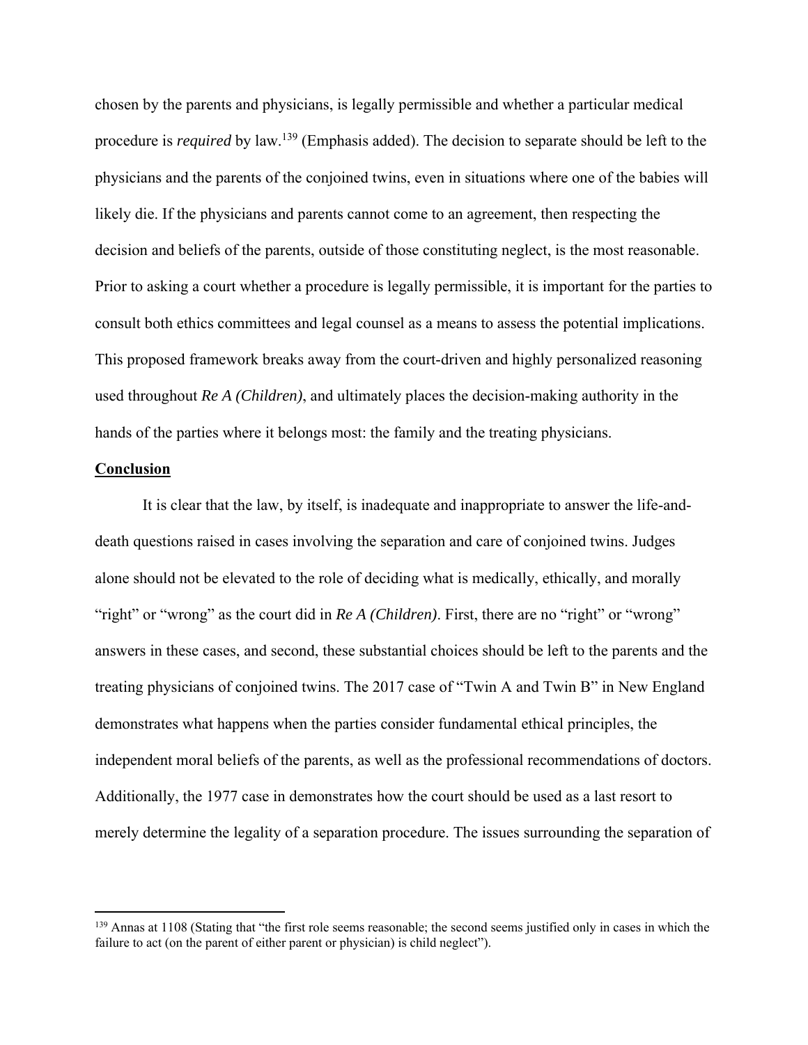chosen by the parents and physicians, is legally permissible and whether a particular medical procedure is *required* by law.[139] (Emphasis added). The decision to separate should be left to the physicians and the parents of the conjoined twins, even in situations where one of the babies will likely die. If the physicians and parents cannot come to an agreement, then respecting the decision and beliefs of the parents, outside of those constituting neglect, is the most reasonable. Prior to asking a court whether a procedure is legally permissible, it is important for the parties to consult both ethics committees and legal counsel as a means to assess the potential implications. This proposed framework breaks away from the court-driven and highly personalized reasoning used throughout *Re A (Children)*, and ultimately places the decision-making authority in the hands of the parties where it belongs most: the family and the treating physicians.

**Conclusion**

It is clear that the law, by itself, is inadequate and inappropriate to answer the life-and-death questions raised in cases involving the separation and care of conjoined twins. Judges alone should not be elevated to the role of deciding what is medically, ethically, and morally "right" or "wrong" as the court did in *Re A (Children)*. First, there are no "right" or "wrong" answers in these cases, and second, these substantial choices should be left to the parents and the treating physicians of conjoined twins. The 2017 case of "Twin A and Twin B" in New England demonstrates what happens when the parties consider fundamental ethical principles, the independent moral beliefs of the parents, as well as the professional recommendations of doctors. Additionally, the 1977 case in demonstrates how the court should be used as a last resort to merely determine the legality of a separation procedure. The issues surrounding the separation of

---

[139] Annas at 1108 (Stating that "the first role seems reasonable; the second seems justified only in cases in which the failure to act (on the parent of either parent or physician) is child neglect").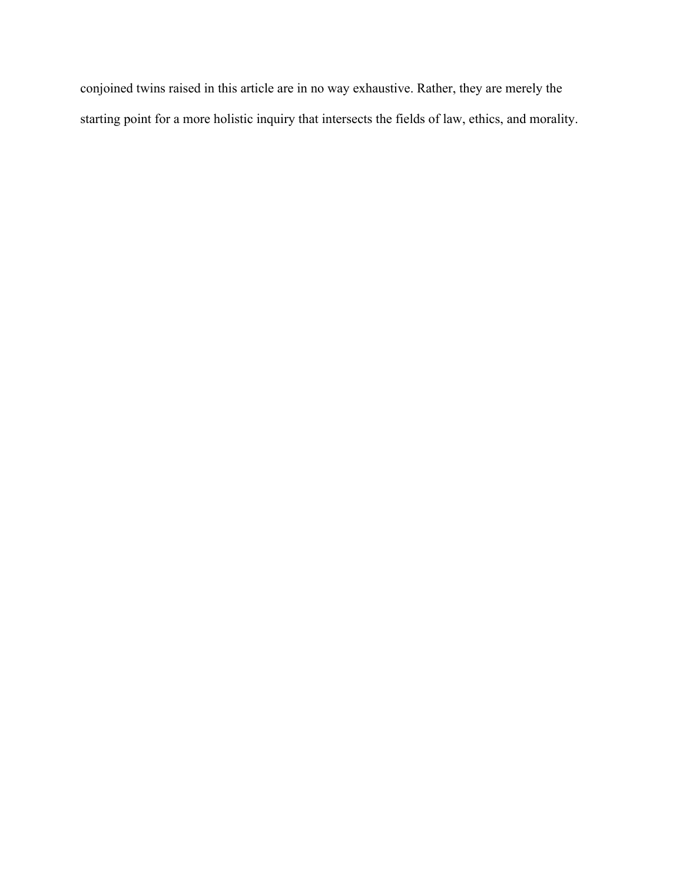conjoined twins raised in this article are in no way exhaustive. Rather, they are merely the starting point for a more holistic inquiry that intersects the fields of law, ethics, and morality.